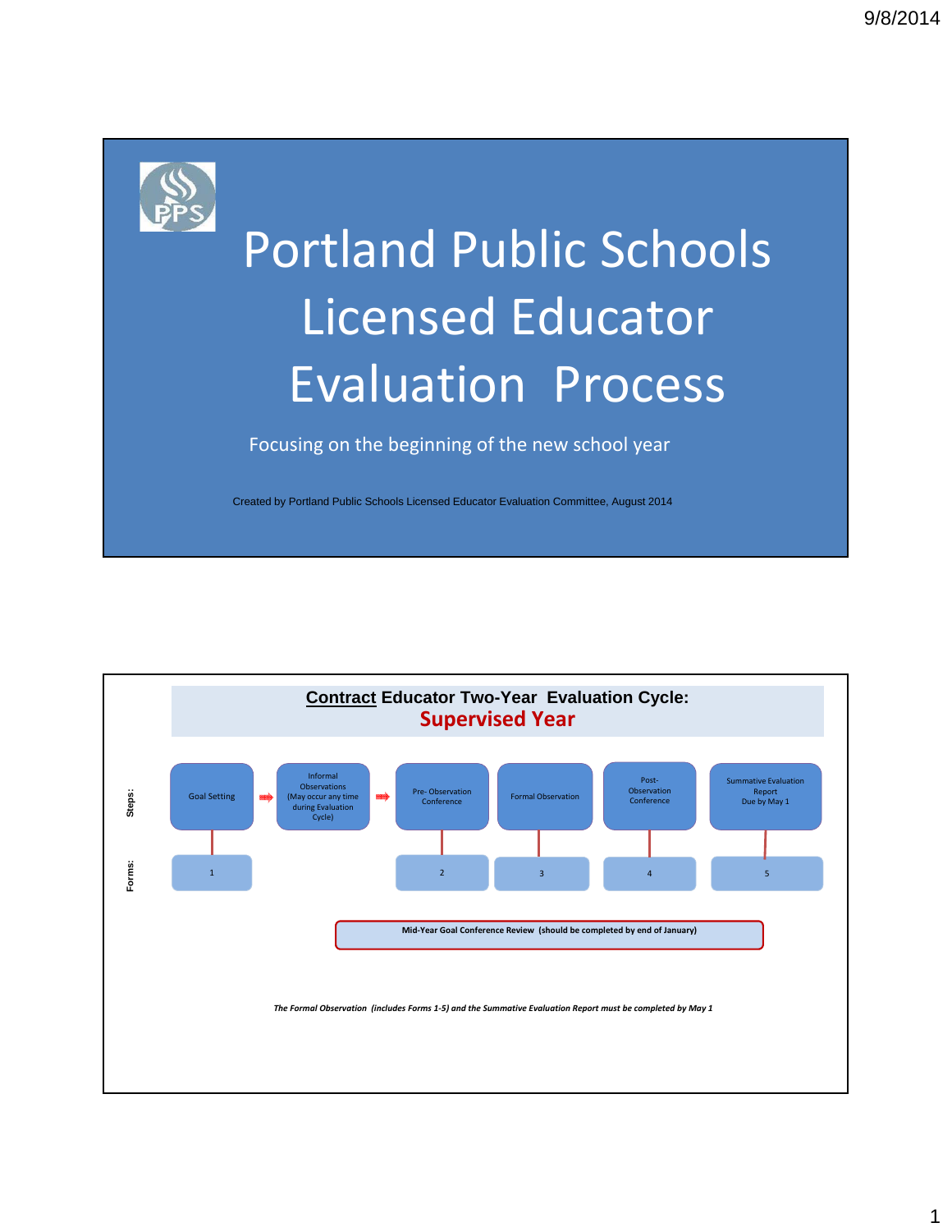# Portland Public Schools Licensed Educator Evaluation Process

Focusing on the beginning of the new school year

Created by Portland Public Schools Licensed Educator Evaluation Committee, August 2014

## Contract Educator Two-Year Evaluation Cycle: Supervised Year

| | | | | | | |
|---|---|---|---|---|---|---|
| **Steps:** | Goal Setting | Informal Observations (May occur any time during Evaluation Cycle) | Pre- Observation Conference | Formal Observation | Post-Observation Conference | Summative Evaluation Report Due by May 1 |
| **Forms:** | 1 | | 2 | 3 | 4 | 5 |

**Mid-Year Goal Conference Review (should be completed by end of January)**

***The Formal Observation (includes Forms 1-5) and the Summative Evaluation Report must be completed by May 1***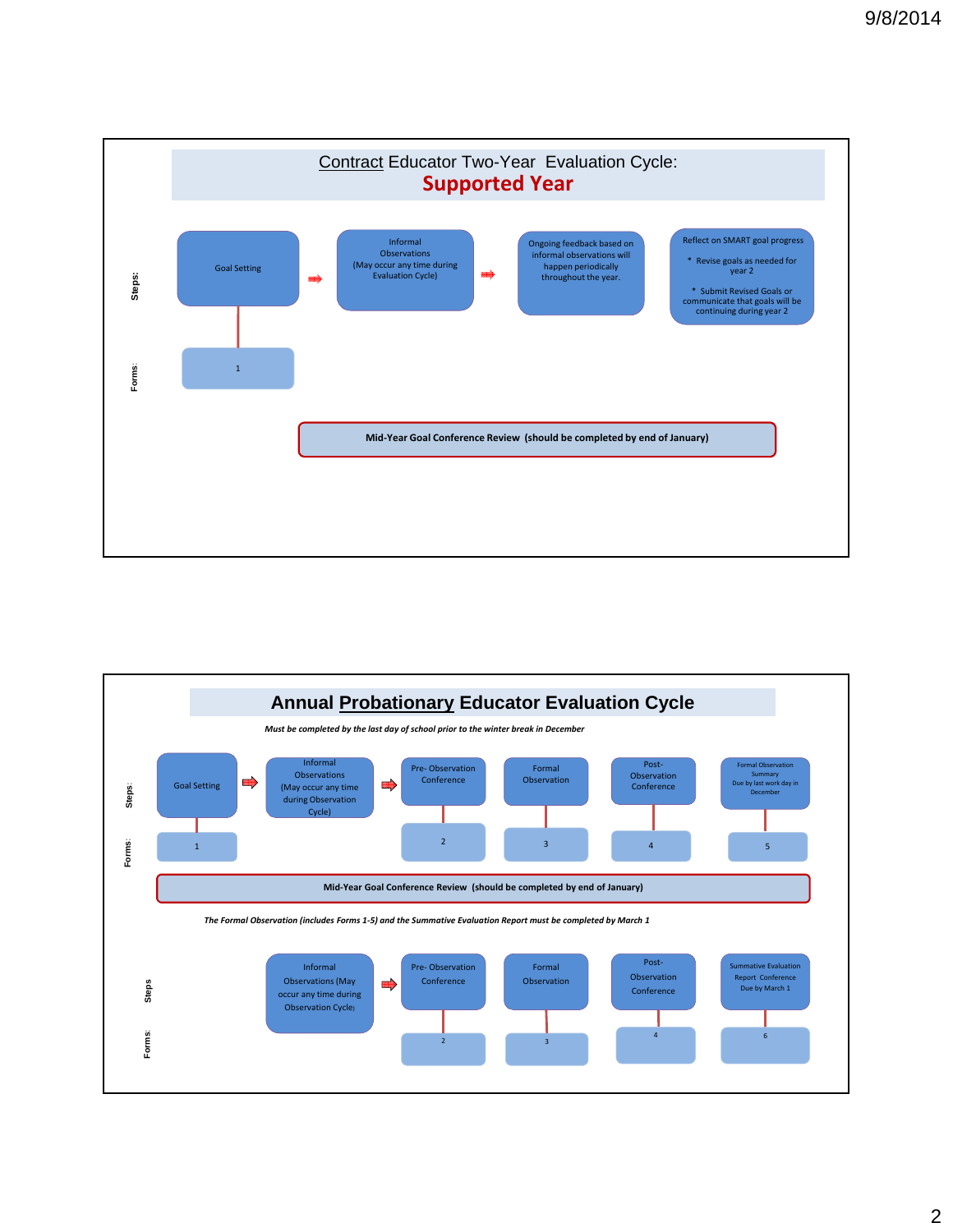## Contract Educator Two-Year Evaluation Cycle: Supported Year

**Steps:**

1. Goal Setting
2. Informal Observations (May occur any time during Evaluation Cycle)
3. Ongoing feedback based on informal observations will happen periodically throughout the year.
4. Reflect on SMART goal progress
   - Revise goals as needed for year 2
   - Submit Revised Goals or communicate that goals will be continuing during year 2

**Forms:**

- Goal Setting: 1

**Mid-Year Goal Conference Review (should be completed by end of January)**

## Annual Probationary Educator Evaluation Cycle

*Must be completed by the last day of school prior to the winter break in December*

| Steps | Goal Setting | Informal Observations (May occur any time during Observation Cycle) | Pre- Observation Conference | Formal Observation | Post-Observation Conference | Formal Observation Summary Due by last work day in December |
|---|---|---|---|---|---|---|
| Forms | 1 | | 2 | 3 | 4 | 5 |

**Mid-Year Goal Conference Review (should be completed by end of January)**

*The Formal Observation (includes Forms 1-5) and the Summative Evaluation Report must be completed by March 1*

| Steps | Informal Observations (May occur any time during Observation Cycle) | Pre- Observation Conference | Formal Observation | Post-Observation Conference | Summative Evaluation Report Conference Due by March 1 |
|---|---|---|---|---|---|
| Forms | | 2 | 3 | 4 | 6 |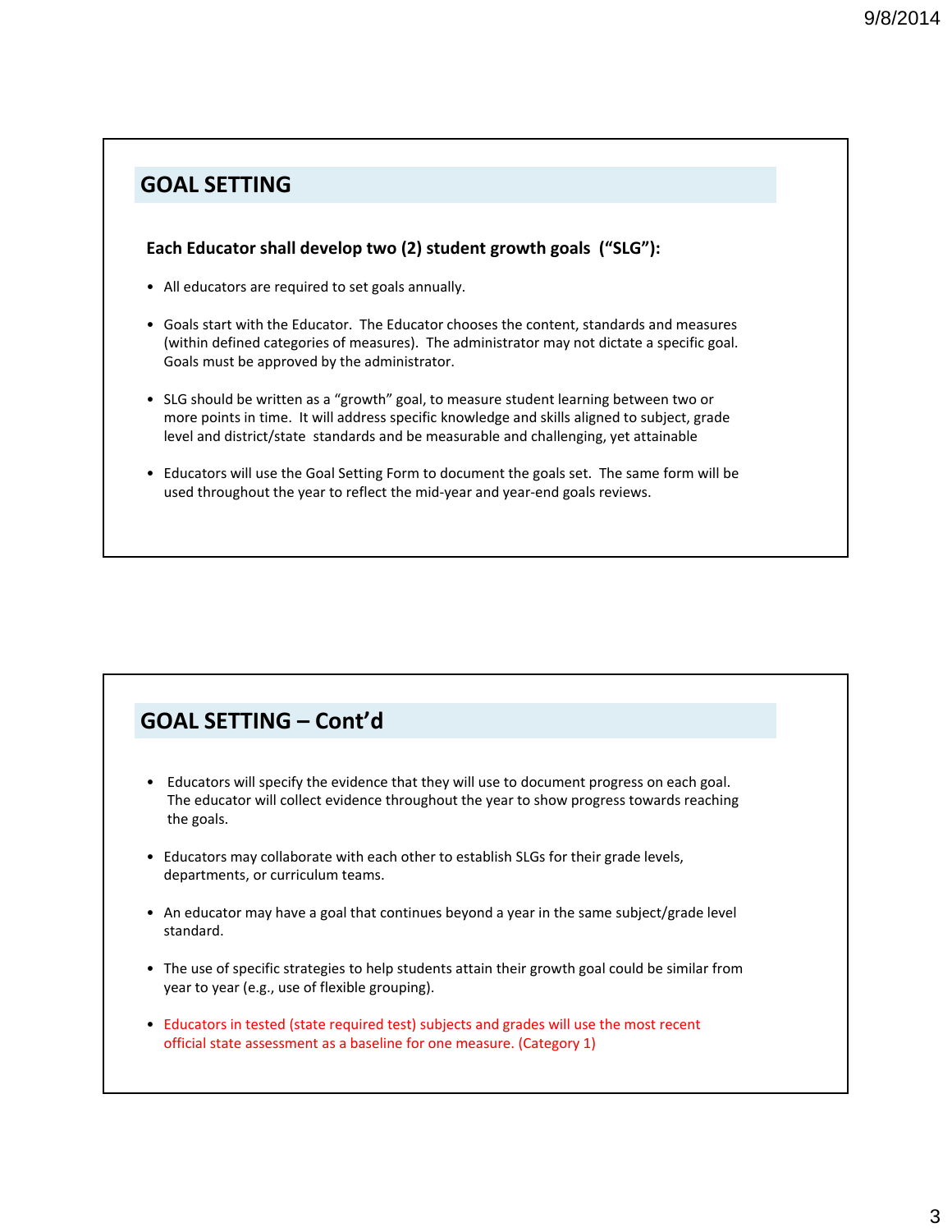## GOAL SETTING

**Each Educator shall develop two (2) student growth goals ("SLG"):**

- All educators are required to set goals annually.
- Goals start with the Educator. The Educator chooses the content, standards and measures (within defined categories of measures). The administrator may not dictate a specific goal. Goals must be approved by the administrator.
- SLG should be written as a "growth" goal, to measure student learning between two or more points in time. It will address specific knowledge and skills aligned to subject, grade level and district/state standards and be measurable and challenging, yet attainable
- Educators will use the Goal Setting Form to document the goals set. The same form will be used throughout the year to reflect the mid-year and year-end goals reviews.

## GOAL SETTING – Cont'd

- Educators will specify the evidence that they will use to document progress on each goal. The educator will collect evidence throughout the year to show progress towards reaching the goals.
- Educators may collaborate with each other to establish SLGs for their grade levels, departments, or curriculum teams.
- An educator may have a goal that continues beyond a year in the same subject/grade level standard.
- The use of specific strategies to help students attain their growth goal could be similar from year to year (e.g., use of flexible grouping).
- Educators in tested (state required test) subjects and grades will use the most recent official state assessment as a baseline for one measure. (Category 1)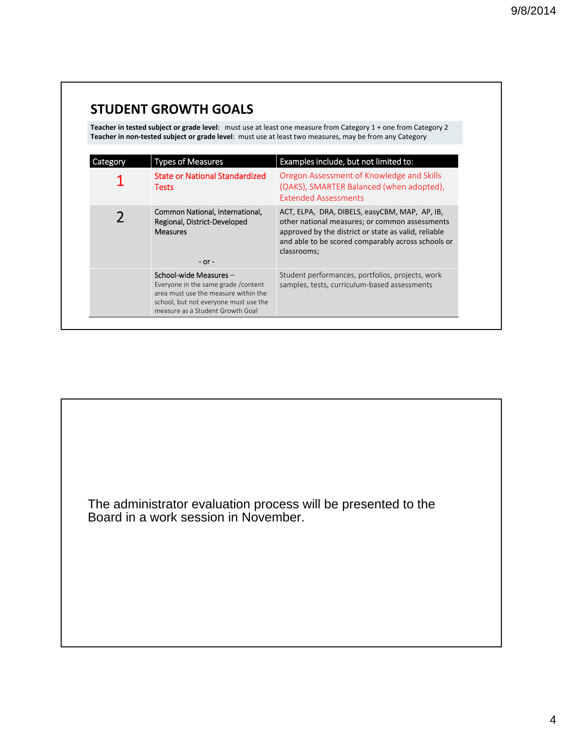## STUDENT GROWTH GOALS

**Teacher in tested subject or grade level**: must use at least one measure from Category 1 + one from Category 2
**Teacher in non-tested subject or grade level**: must use at least two measures, may be from any Category

| Category | Types of Measures | Examples include, but not limited to: |
|---|---|---|
| 1 | State or National Standardized Tests | Oregon Assessment of Knowledge and Skills (OAKS), SMARTER Balanced (when adopted), Extended Assessments |
| 2 | Common National, International, Regional, District-Developed Measures<br><br>- or - | ACT, ELPA, DRA, DIBELS, easyCBM, MAP, AP, IB, other national measures; or common assessments approved by the district or state as valid, reliable and able to be scored comparably across schools or classrooms; |
| | School-wide Measures – Everyone in the same grade /content area must use the measure within the school, but not everyone must use the measure as a Student Growth Goal | Student performances, portfolios, projects, work samples, tests, curriculum-based assessments |

The administrator evaluation process will be presented to the Board in a work session in November.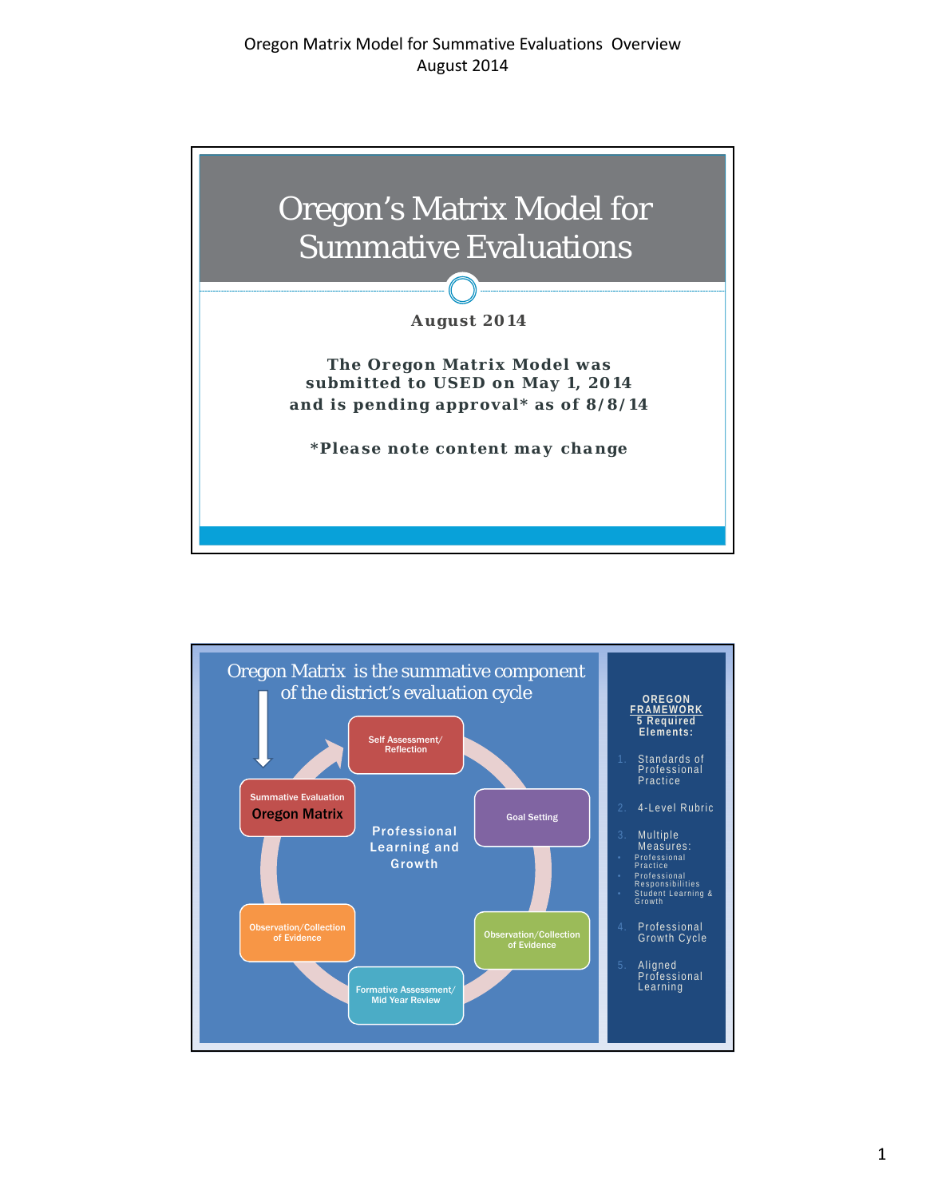# Oregon's Matrix Model for Summative Evaluations

**August 2014**

**The Oregon Matrix Model was submitted to USED on May 1, 2014 and is pending approval* as of 8/8/14**

***Please note content may change**

## Oregon Matrix is the summative component of the district's evaluation cycle

**Professional Learning and Growth**

- Self Assessment/ Reflection
- Goal Setting
- Observation/Collection of Evidence
- Formative Assessment/ Mid Year Review
- Observation/Collection of Evidence
- Summative Evaluation **Oregon Matrix**

**OREGON FRAMEWORK**
**5 Required Elements:**

1. Standards of Professional Practice
2. 4-Level Rubric
3. Multiple Measures:
   - Professional Practice
   - Professional Responsibilities
   - Student Learning & Growth
4. Professional Growth Cycle
5. Aligned Professional Learning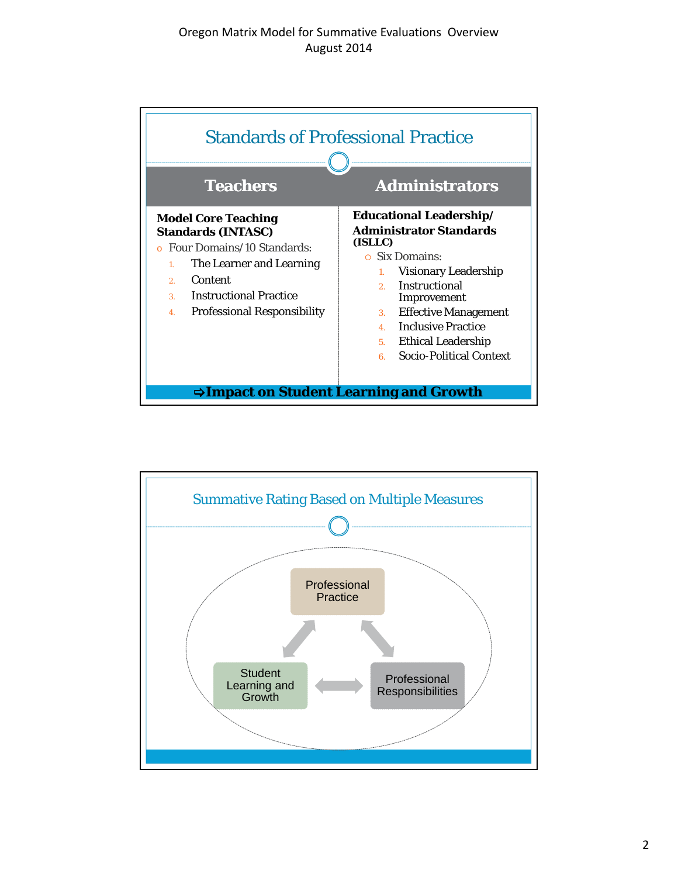## Standards of Professional Practice

| Teachers | Administrators |
|---|---|
| **Model Core Teaching Standards (INTASC)** | **Educational Leadership/ Administrator Standards (ISLLC)** |

**Teachers**

**Model Core Teaching Standards (INTASC)**

- Four Domains/10 Standards:
  1. The Learner and Learning
  2. Content
  3. Instructional Practice
  4. Professional Responsibility

**Administrators**

**Educational Leadership/ Administrator Standards (ISLLC)**

- Six Domains:
  1. Visionary Leadership
  2. Instructional Improvement
  3. Effective Management
  4. Inclusive Practice
  5. Ethical Leadership
  6. Socio-Political Context

**⇨Impact on Student Learning and Growth**

## Summative Rating Based on Multiple Measures

Professional Practice

Student Learning and Growth

Professional Responsibilities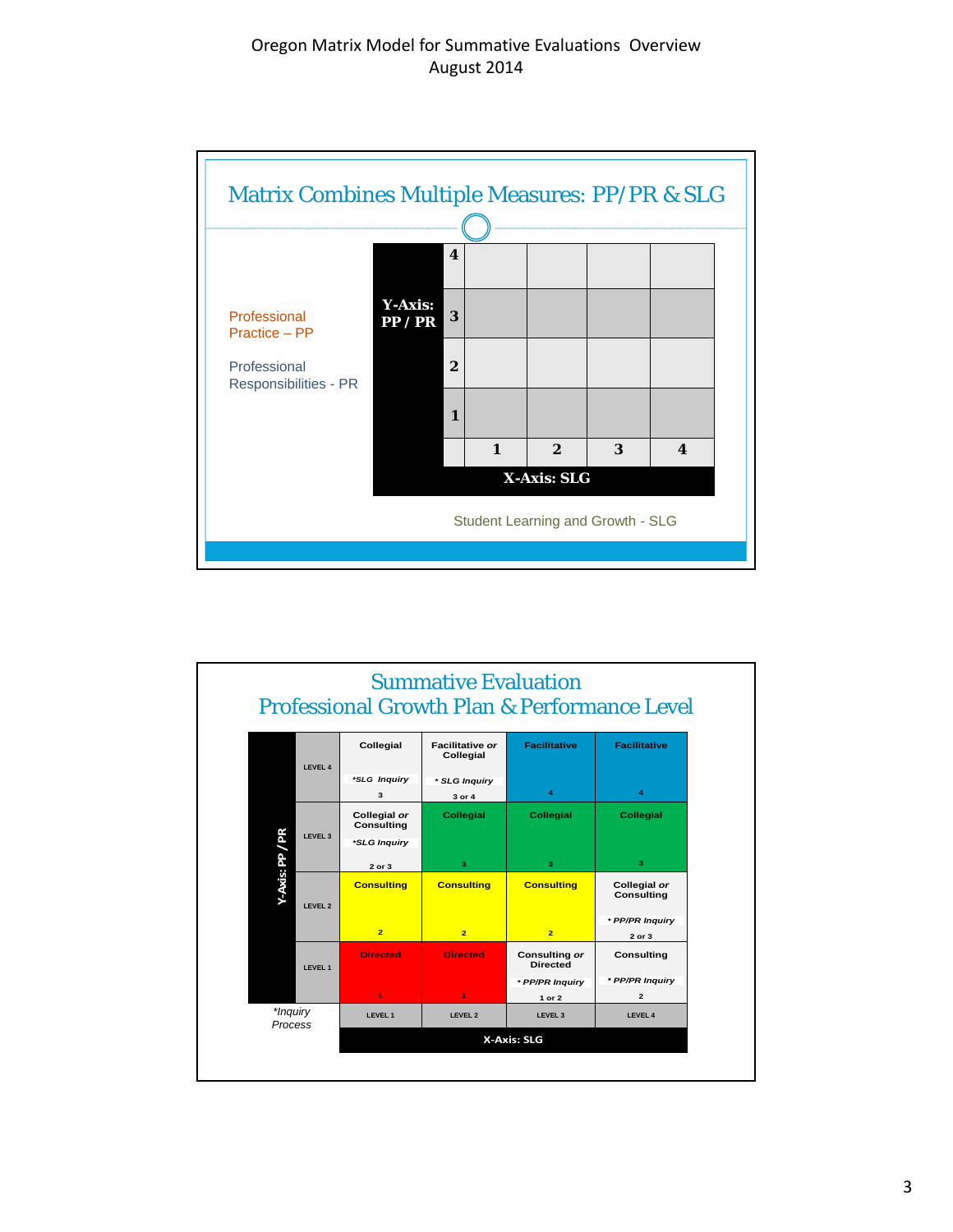Oregon Matrix Model for Summative Evaluations Overview
August 2014

## Matrix Combines Multiple Measures: PP/PR & SLG

Professional Practice – PP

Professional Responsibilities - PR

| Y-Axis: PP / PR | | | | |
|---|---|---|---|---|
| 4 | | | | |
| 3 | | | | |
| 2 | | | | |
| 1 | | | | |
| | 1 | 2 | 3 | 4 |
| | X-Axis: SLG | | | |

Student Learning and Growth - SLG

## Summative Evaluation Professional Growth Plan & Performance Level

| Y-Axis: PP / PR | LEVEL 1 | LEVEL 2 | LEVEL 3 | LEVEL 4 |
|---|---|---|---|---|
| LEVEL 4 | Collegial *SLG Inquiry 3 | Facilitative *or* Collegial * SLG Inquiry 3 or 4 | Facilitative 4 | Facilitative 4 |
| LEVEL 3 | Collegial *or* Consulting *SLG Inquiry 2 or 3 | Collegial 3 | Collegial 3 | Collegial 3 |
| LEVEL 2 | Consulting 2 | Consulting 2 | Consulting 2 | Collegial *or* Consulting * PP/PR Inquiry 2 or 3 |
| LEVEL 1 | Directed 1 | Directed 1 | Consulting *or* Directed * PP/PR Inquiry 1 or 2 | Consulting * PP/PR Inquiry 2 |
| | X-Axis: SLG | | | |

*Inquiry Process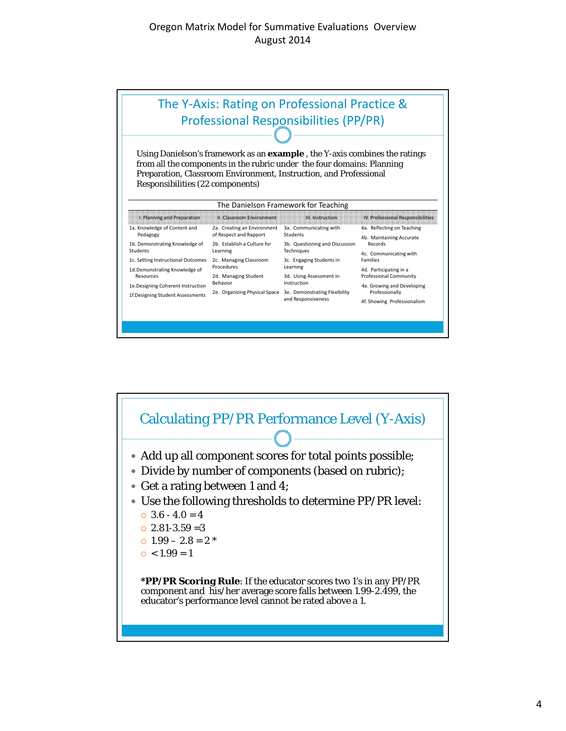Oregon Matrix Model for Summative Evaluations Overview
August 2014

## The Y-Axis: Rating on Professional Practice & Professional Responsibilities (PP/PR)

Using Danielson's framework as an **example** , the Y-axis combines the ratings from all the components in the rubric under the four domains: Planning Preparation, Classroom Environment, Instruction, and Professional Responsibilities (22 components)

The Danielson Framework for Teaching

| I. Planning and Preparation | II. Classroom Environment | III. Instruction | IV. Professional Responsibilities |
|---|---|---|---|
| 1a. Knowledge of Content and Pedagogy | 2a. Creating an Environment of Respect and Rapport | 3a. Communicating with Students | 4a. Reflecting on Teaching |
| 1b. Demonstrating Knowledge of Students | 2b. Establish a Culture for Learning | 3b. Questioning and Discussion Techniques | 4b. Maintaining Accurate Records |
| 1c. Setting Instructional Outcomes | 2c. Managing Classroom Procedures | 3c. Engaging Students in Learning | 4c. Communicating with Families |
| 1d.Demonstrating Knowledge of Resources | 2d. Managing Student Behavior | 3d. Using Assessment in Instruction | 4d. Participating in a Professional Community |
| 1e.Designing Coherent Instruction | 2e. Organizing Physical Space | 3e. Demonstrating Flexibility and Responsiveness | 4e. Growing and Developing Professionally |
| 1f.Designing Student Assessments | | | 4f. Showing Professionalism |

## Calculating PP/PR Performance Level (Y-Axis)

- Add up all component scores for total points possible;
- Divide by number of components (based on rubric);
- Get a rating between 1 and 4;
- Use the following thresholds to determine PP/PR level:
  - 3.6 - 4.0 = 4
  - 2.81-3.59 =3
  - 1.99 – 2.8 = 2 *
  - < 1.99 = 1

***PP/PR Scoring Rule**: If the educator scores two 1's in any PP/PR component and his/her average score falls between 1.99-2.499, the educator's performance level cannot be rated above a 1.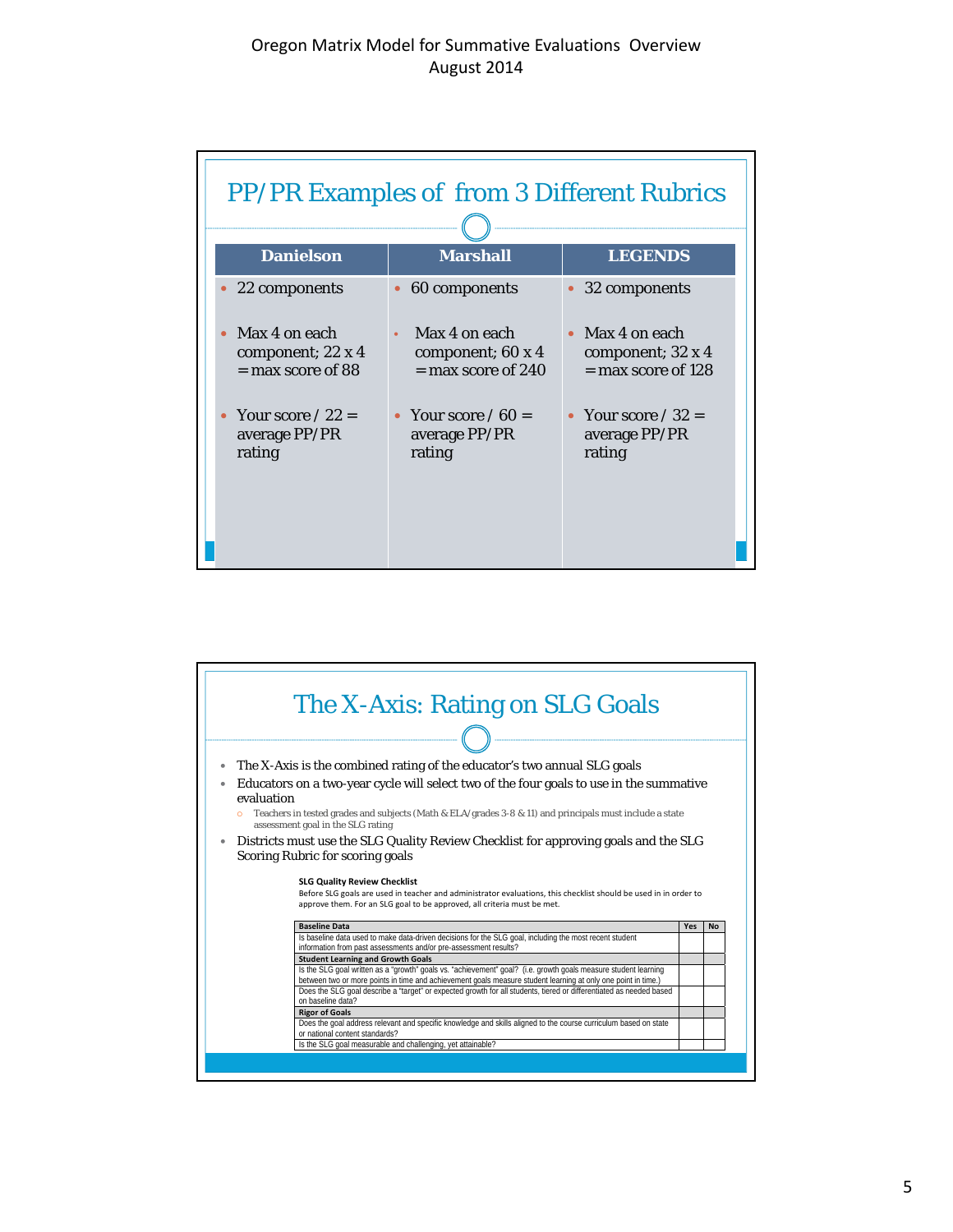## PP/PR Examples of from 3 Different Rubrics

| Danielson | Marshall | LEGENDS |
|---|---|---|
| • 22 components<br>• Max 4 on each component; 22 x 4 = max score of 88<br>• Your score / 22 = average PP/PR rating | • 60 components<br>• Max 4 on each component; 60 x 4 = max score of 240<br>• Your score / 60 = average PP/PR rating | • 32 components<br>• Max 4 on each component; 32 x 4 = max score of 128<br>• Your score / 32 = average PP/PR rating |

## The X-Axis: Rating on SLG Goals

- The X-Axis is the combined rating of the educator's two annual SLG goals
- Educators on a two-year cycle will select two of the four goals to use in the summative evaluation
  - Teachers in tested grades and subjects (Math & ELA/grades 3-8 & 11) and principals must include a state assessment goal in the SLG rating
- Districts must use the SLG Quality Review Checklist for approving goals and the SLG Scoring Rubric for scoring goals

**SLG Quality Review Checklist**

Before SLG goals are used in teacher and administrator evaluations, this checklist should be used in in order to approve them. For an SLG goal to be approved, all criteria must be met.

| Baseline Data | Yes | No |
|---|---|---|
| Is baseline data used to make data-driven decisions for the SLG goal, including the most recent student information from past assessments and/or pre-assessment results? | | |
| **Student Learning and Growth Goals** | | |
| Is the SLG goal written as a "growth" goals vs. "achievement" goal? (i.e. growth goals measure student learning between two or more points in time and achievement goals measure student learning at only one point in time.) | | |
| Does the SLG goal describe a "target" or expected growth for all students, tiered or differentiated as needed based on baseline data? | | |
| **Rigor of Goals** | | |
| Does the goal address relevant and specific knowledge and skills aligned to the course curriculum based on state or national content standards? | | |
| Is the SLG goal measurable and challenging, yet attainable? | | |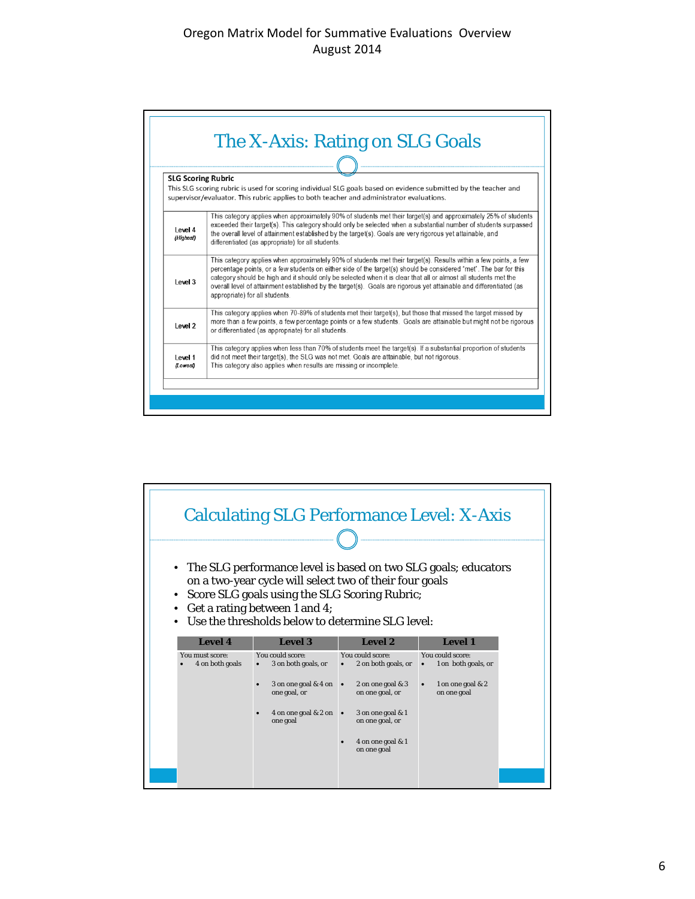# Oregon Matrix Model for Summative Evaluations Overview
August 2014

## The X-Axis: Rating on SLG Goals

**SLG Scoring Rubric**
This SLG scoring rubric is used for scoring individual SLG goals based on evidence submitted by the teacher and supervisor/evaluator. This rubric applies to both teacher and administrator evaluations.

| Level | Description |
|---|---|
| Level 4 *(Highest)* | This category applies when approximately 90% of students met their target(s) and approximately 25% of students exceeded their target(s). This category should only be selected when a substantial number of students surpassed the overall level of attainment established by the target(s). Goals are very rigorous yet attainable, and differentiated (as appropriate) for all students. |
| Level 3 | This category applies when approximately 90% of students met their target(s). Results within a few points, a few percentage points, or a few students on either side of the target(s) should be considered "met". The bar for this category should be high and it should only be selected when it is clear that all or almost all students met the overall level of attainment established by the target(s). Goals are rigorous yet attainable and differentiated (as appropriate) for all students. |
| Level 2 | This category applies when 70-89% of students met their target(s), but those that missed the target missed by more than a few points, a few percentage points or a few students. Goals are attainable but might not be rigorous or differentiated (as appropriate) for all students. |
| Level 1 *(Lowest)* | This category applies when less than 70% of students meet the target(s). If a substantial proportion of students did not meet their target(s), the SLG was not met. Goals are attainable, but not rigorous. This category also applies when results are missing or incomplete. |

## Calculating SLG Performance Level: X-Axis

- The SLG performance level is based on two SLG goals; educators on a two-year cycle will select two of their four goals
- Score SLG goals using the SLG Scoring Rubric;
- Get a rating between 1 and 4;
- Use the thresholds below to determine SLG level:

| Level 4 | Level 3 | Level 2 | Level 1 |
|---|---|---|---|
| You must score: <br>• 4 on both goals | You could score: <br>• 3 on both goals, or <br>• 3 on one goal & 4 on one goal, or <br>• 4 on one goal & 2 on one goal | You could score: <br>• 2 on both goals, or <br>• 2 on one goal & 3 on one goal, or <br>• 3 on one goal & 1 on one goal, or <br>• 4 on one goal & 1 on one goal | You could score: <br>• 1 on both goals, or <br>• 1 on one goal & 2 on one goal |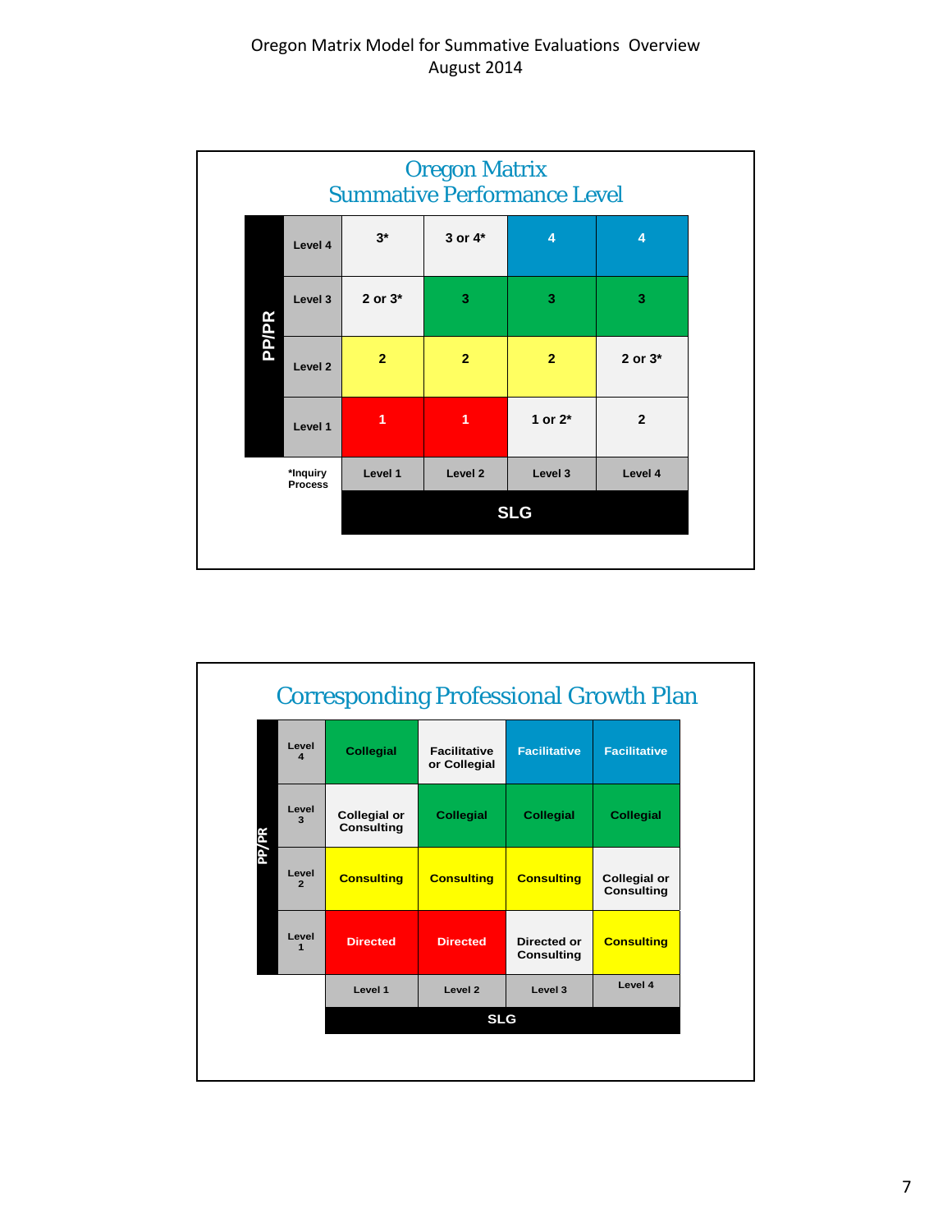## Oregon Matrix Summative Performance Level

| PP/PR | SLG Level 1 | SLG Level 2 | SLG Level 3 | SLG Level 4 |
|---|---|---|---|---|
| Level 4 | 3* | 3 or 4* | 4 | 4 |
| Level 3 | 2 or 3* | 3 | 3 | 3 |
| Level 2 | 2 | 2 | 2 | 2 or 3* |
| Level 1 | 1 | 1 | 1 or 2* | 2 |

*Inquiry Process

## Corresponding Professional Growth Plan

| PP/PR | SLG Level 1 | SLG Level 2 | SLG Level 3 | SLG Level 4 |
|---|---|---|---|---|
| Level 4 | Collegial | Facilitative or Collegial | Facilitative | Facilitative |
| Level 3 | Collegial or Consulting | Collegial | Collegial | Collegial |
| Level 2 | Consulting | Consulting | Consulting | Collegial or Consulting |
| Level 1 | Directed | Directed | Directed or Consulting | Consulting |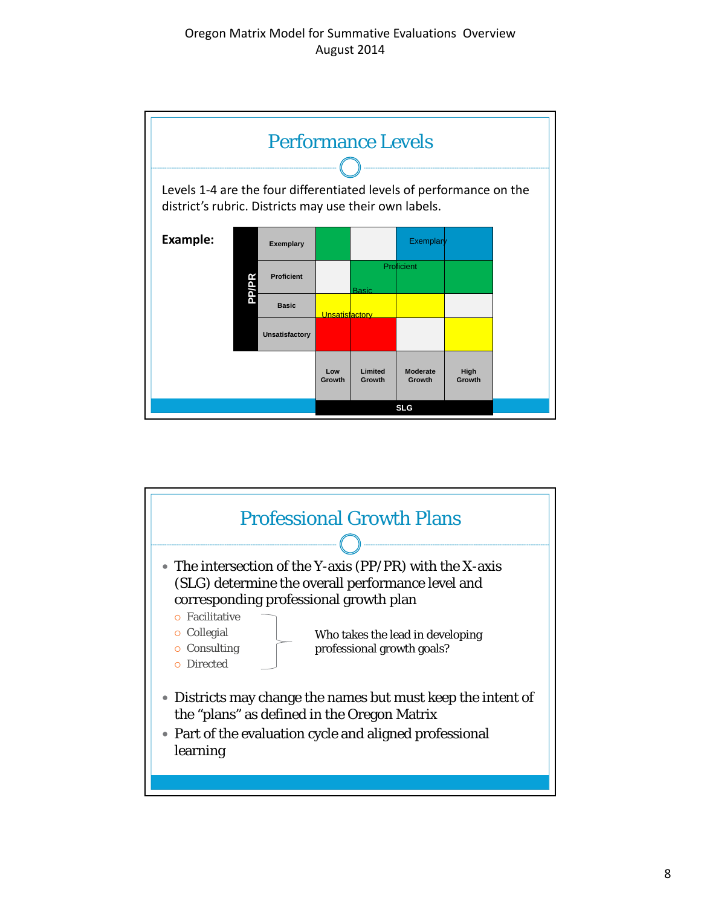## Performance Levels

Levels 1-4 are the four differentiated levels of performance on the district's rubric. Districts may use their own labels.

**Example:**

| PP/PR | | | | | |
|---|---|---|---|---|---|
| | Exemplary | | | Exemplary | |
| | Proficient | | Proficient | | |
| | Basic | Basic | | | |
| | Unsatisfactory | Unsatisfactory | | | |
| | | Low Growth | Limited Growth | Moderate Growth | High Growth |
| | | SLG | | | |

## Professional Growth Plans

- The intersection of the Y-axis (PP/PR) with the X-axis (SLG) determine the overall performance level and corresponding professional growth plan
  - Facilitative
  - Collegial
  - Consulting
  - Directed

  Who takes the lead in developing professional growth goals?
- Districts may change the names but must keep the intent of the "plans" as defined in the Oregon Matrix
- Part of the evaluation cycle and aligned professional learning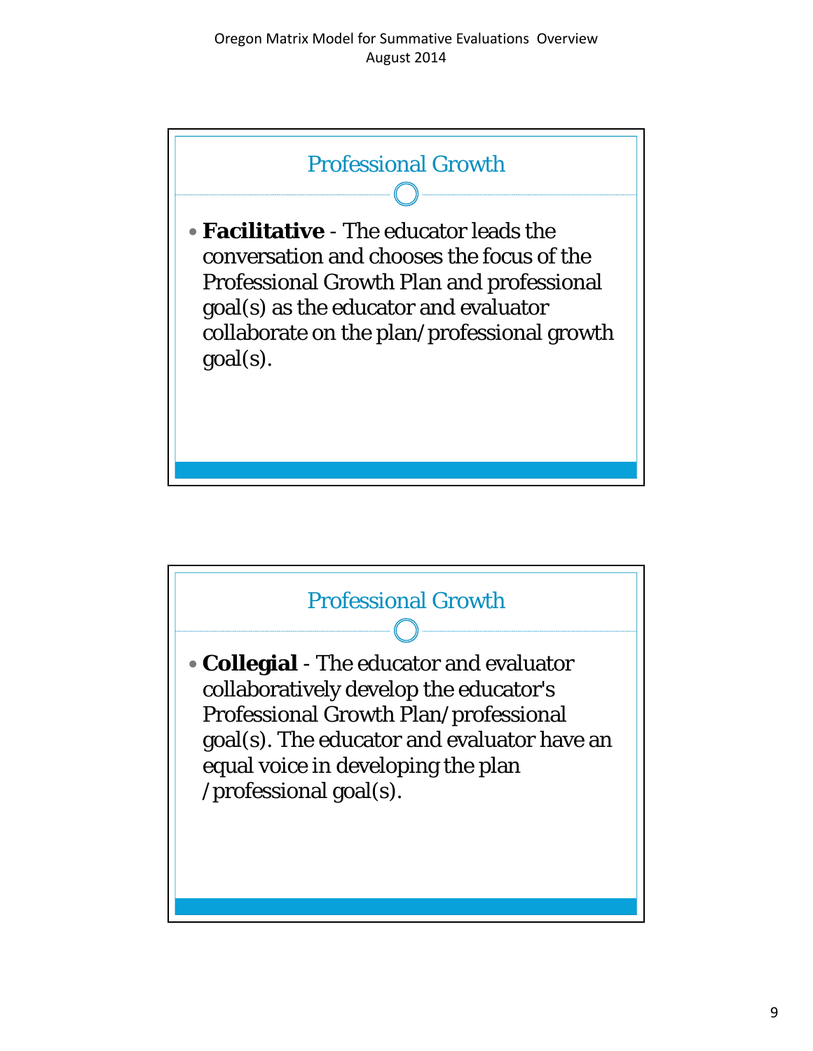## Professional Growth

- **Facilitative** - The educator leads the conversation and chooses the focus of the Professional Growth Plan and professional goal(s) as the educator and evaluator collaborate on the plan/professional growth goal(s).

## Professional Growth

- **Collegial** - The educator and evaluator collaboratively develop the educator's Professional Growth Plan/professional goal(s). The educator and evaluator have an equal voice in developing the plan /professional goal(s).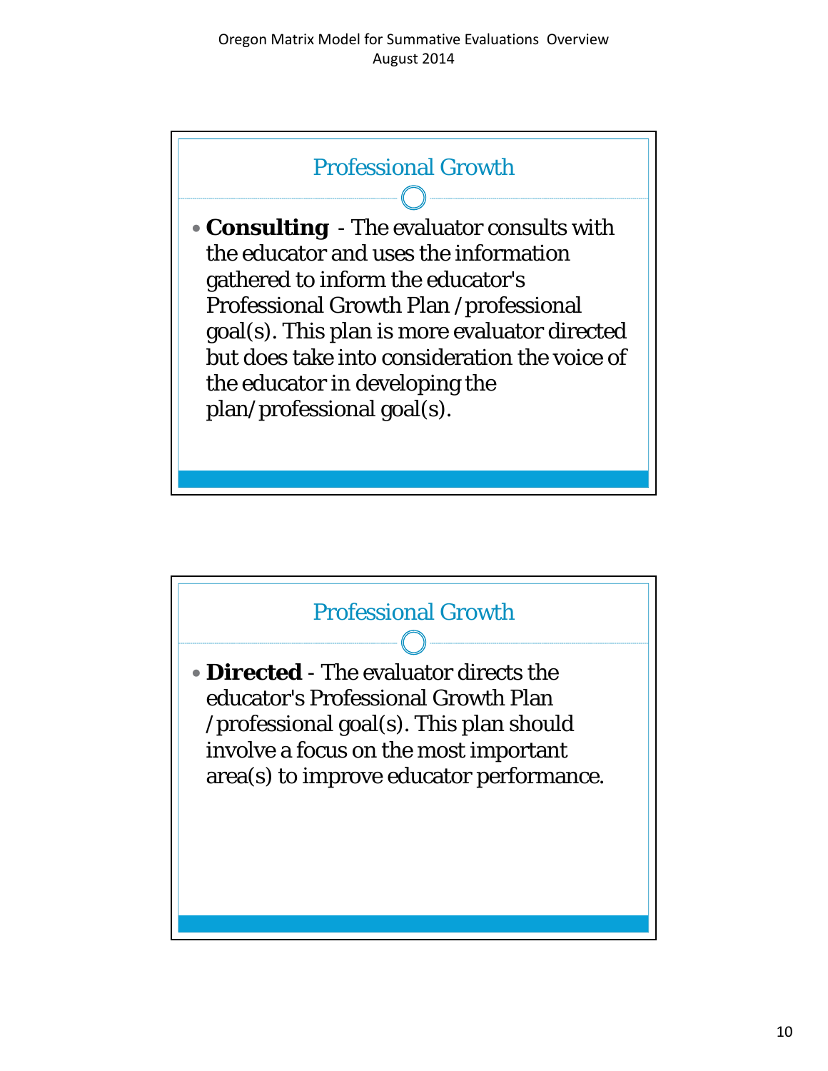## Professional Growth

- **Consulting** - The evaluator consults with the educator and uses the information gathered to inform the educator's Professional Growth Plan /professional goal(s). This plan is more evaluator directed but does take into consideration the voice of the educator in developing the plan/professional goal(s).

## Professional Growth

- **Directed** - The evaluator directs the educator's Professional Growth Plan /professional goal(s). This plan should involve a focus on the most important area(s) to improve educator performance.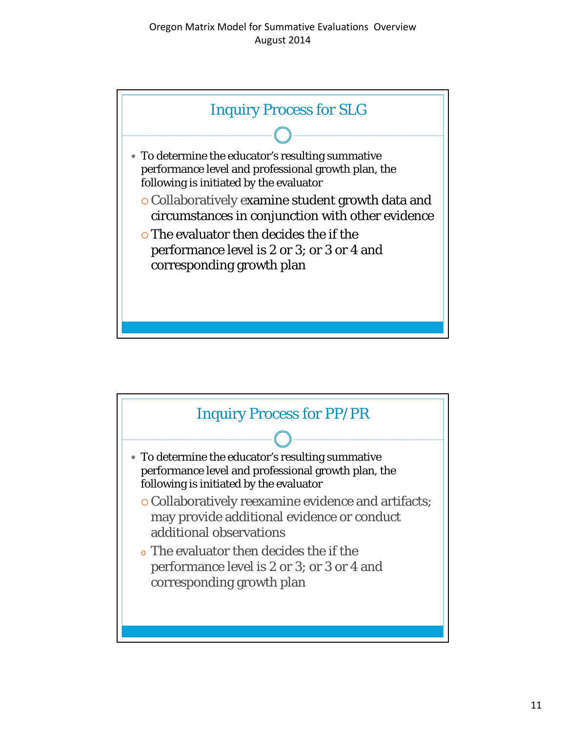## Inquiry Process for SLG

- To determine the educator's resulting summative performance level and professional growth plan, the following is initiated by the evaluator
  - Collaboratively examine student growth data and circumstances in conjunction with other evidence
  - The evaluator then decides the if the performance level is 2 or 3; or 3 or 4 and corresponding growth plan

## Inquiry Process for PP/PR

- To determine the educator's resulting summative performance level and professional growth plan, the following is initiated by the evaluator
  - Collaboratively reexamine evidence and artifacts; may provide additional evidence or conduct additional observations
  - The evaluator then decides the if the performance level is 2 or 3; or 3 or 4 and corresponding growth plan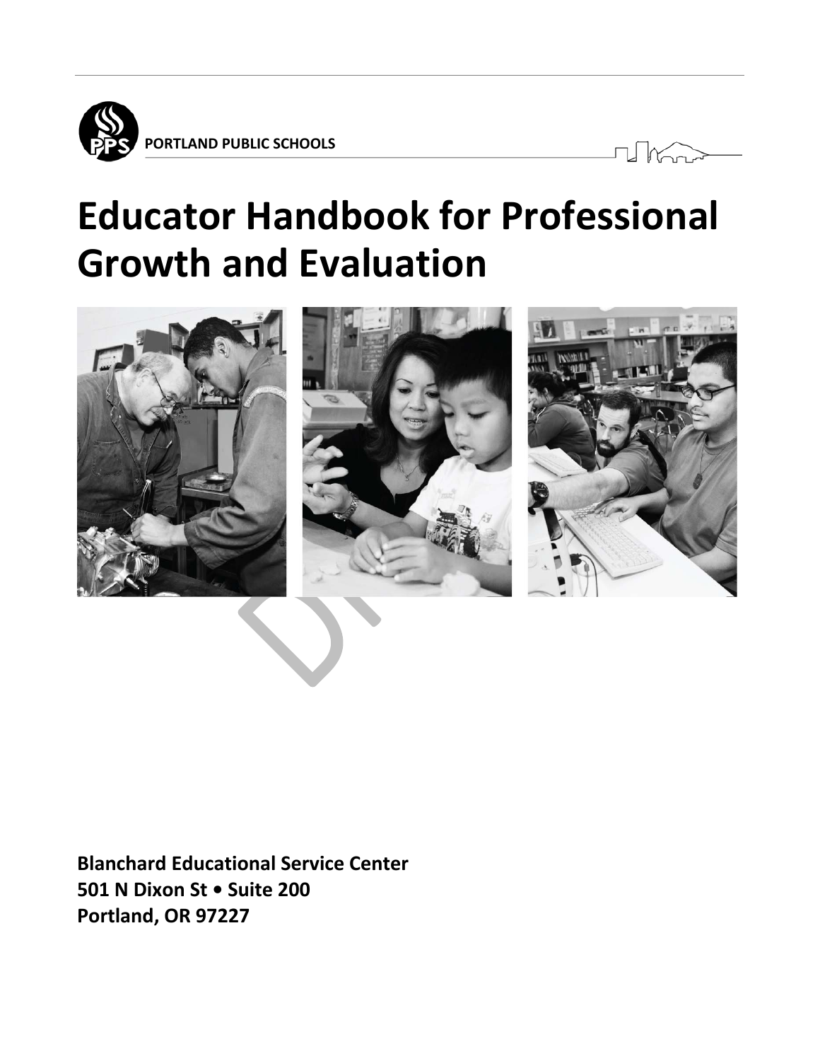PORTLAND PUBLIC SCHOOLS

# Educator Handbook for Professional Growth and Evaluation

**Blanchard Educational Service Center**
**501 N Dixon St • Suite 200**
**Portland, OR 97227**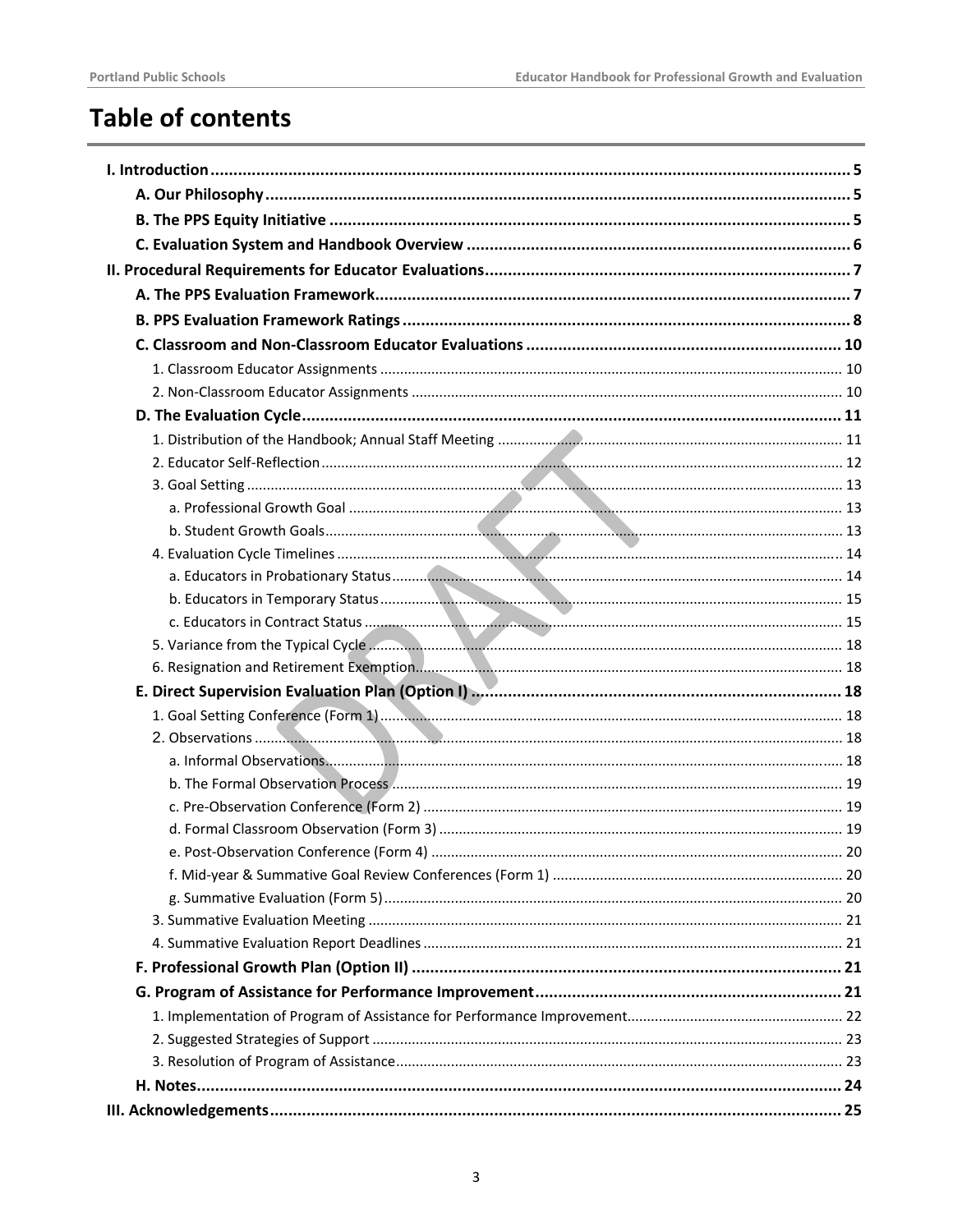# Table of contents

- **I. Introduction ..... 5**
  - **A. Our Philosophy ..... 5**
  - **B. The PPS Equity Initiative ..... 5**
  - **C. Evaluation System and Handbook Overview ..... 6**
- **II. Procedural Requirements for Educator Evaluations ..... 7**
  - **A. The PPS Evaluation Framework ..... 7**
  - **B. PPS Evaluation Framework Ratings ..... 8**
  - **C. Classroom and Non-Classroom Educator Evaluations ..... 10**
    - 1. Classroom Educator Assignments ..... 10
    - 2. Non-Classroom Educator Assignments ..... 10
  - **D. The Evaluation Cycle ..... 11**
    - 1. Distribution of the Handbook; Annual Staff Meeting ..... 11
    - 2. Educator Self-Reflection ..... 12
    - 3. Goal Setting ..... 13
      - a. Professional Growth Goal ..... 13
      - b. Student Growth Goals ..... 13
    - 4. Evaluation Cycle Timelines ..... 14
      - a. Educators in Probationary Status ..... 14
      - b. Educators in Temporary Status ..... 15
      - c. Educators in Contract Status ..... 15
    - 5. Variance from the Typical Cycle ..... 18
    - 6. Resignation and Retirement Exemption ..... 18
  - **E. Direct Supervision Evaluation Plan (Option I) ..... 18**
    - 1. Goal Setting Conference (Form 1) ..... 18
    - 2. Observations ..... 18
      - a. Informal Observations ..... 18
      - b. The Formal Observation Process ..... 19
      - c. Pre-Observation Conference (Form 2) ..... 19
      - d. Formal Classroom Observation (Form 3) ..... 19
      - e. Post-Observation Conference (Form 4) ..... 20
      - f. Mid-year & Summative Goal Review Conferences (Form 1) ..... 20
      - g. Summative Evaluation (Form 5) ..... 20
    - 3. Summative Evaluation Meeting ..... 21
    - 4. Summative Evaluation Report Deadlines ..... 21
  - **F. Professional Growth Plan (Option II) ..... 21**
  - **G. Program of Assistance for Performance Improvement ..... 21**
    - 1. Implementation of Program of Assistance for Performance Improvement ..... 22
    - 2. Suggested Strategies of Support ..... 23
    - 3. Resolution of Program of Assistance ..... 23
  - **H. Notes ..... 24**
- **III. Acknowledgements ..... 25**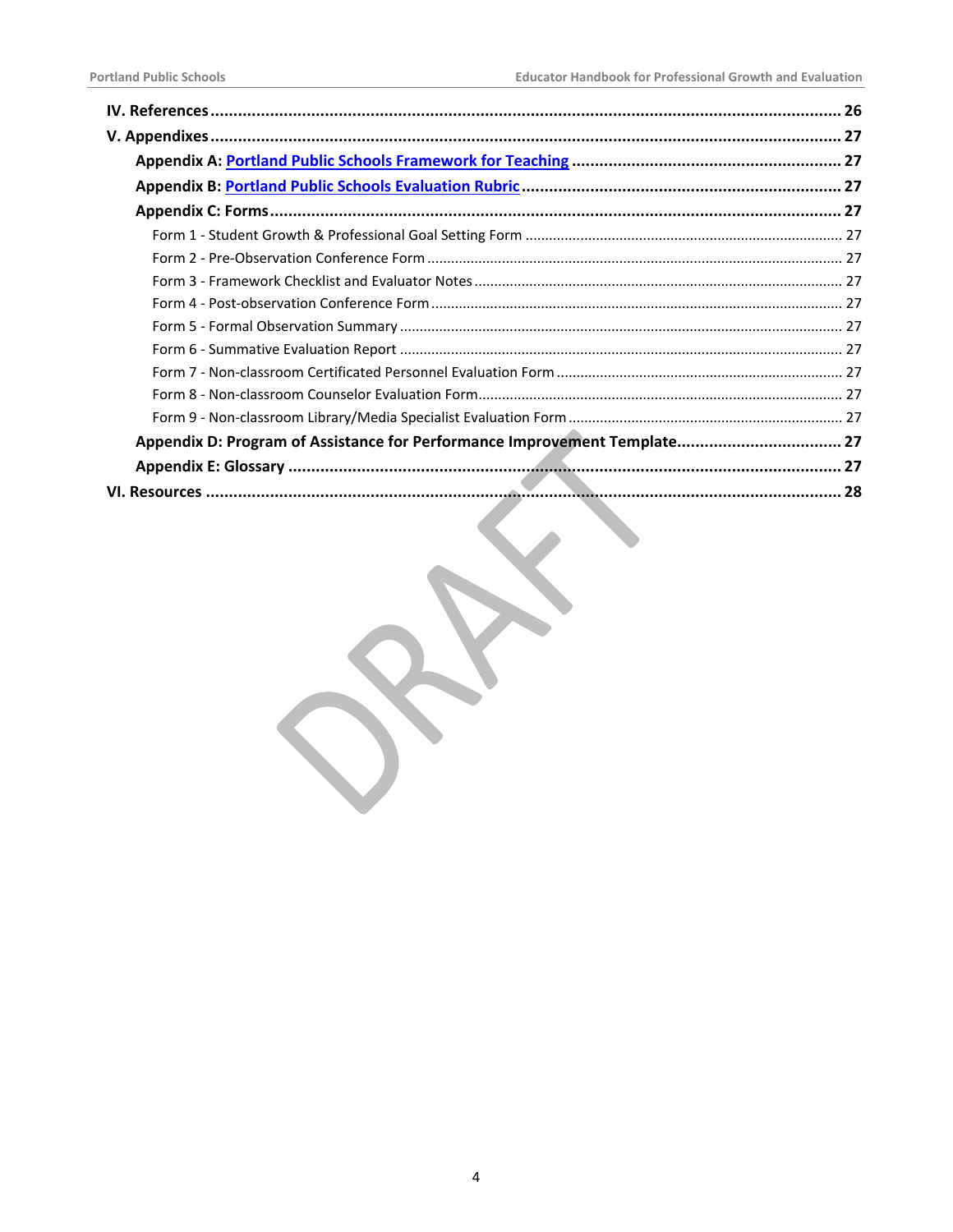IV. References ........................................................................................................................................ 26

V. Appendixes ......................................................................................................................................... 27

- Appendix A: Portland Public Schools Framework for Teaching ........................................................... 27
- Appendix B: Portland Public Schools Evaluation Rubric ..................................................................... 27
- Appendix C: Forms ............................................................................................................................ 27
  - Form 1 - Student Growth & Professional Goal Setting Form ................................................................ 27
  - Form 2 - Pre-Observation Conference Form ......................................................................................... 27
  - Form 3 - Framework Checklist and Evaluator Notes ............................................................................. 27
  - Form 4 - Post-observation Conference Form ........................................................................................ 27
  - Form 5 - Formal Observation Summary ................................................................................................ 27
  - Form 6 - Summative Evaluation Report ................................................................................................ 27
  - Form 7 - Non-classroom Certificated Personnel Evaluation Form ........................................................ 27
  - Form 8 - Non-classroom Counselor Evaluation Form ............................................................................ 27
  - Form 9 - Non-classroom Library/Media Specialist Evaluation Form ..................................................... 27
- Appendix D: Program of Assistance for Performance Improvement Template .................................... 27
- Appendix E: Glossary ......................................................................................................................... 27

VI. Resources ........................................................................................................................................... 28

DRAFT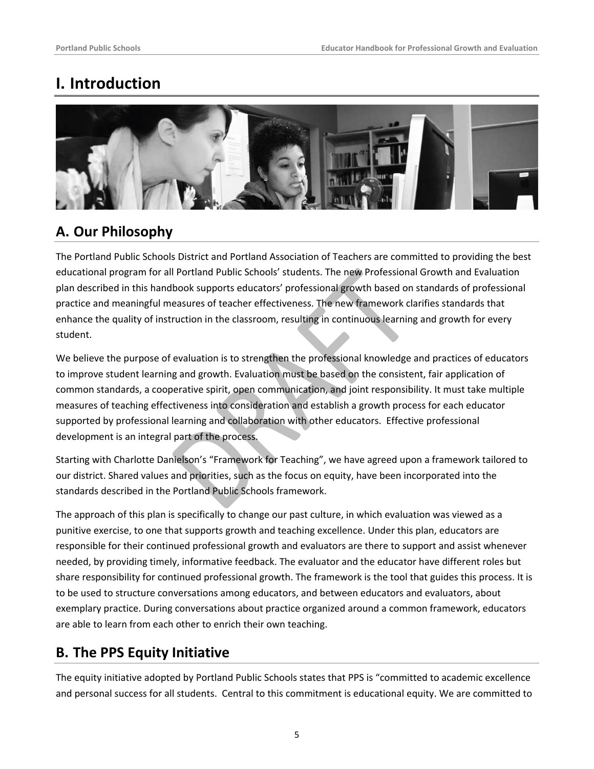# I. Introduction

## A. Our Philosophy

The Portland Public Schools District and Portland Association of Teachers are committed to providing the best educational program for all Portland Public Schools' students. The new Professional Growth and Evaluation plan described in this handbook supports educators' professional growth based on standards of professional practice and meaningful measures of teacher effectiveness. The new framework clarifies standards that enhance the quality of instruction in the classroom, resulting in continuous learning and growth for every student.

We believe the purpose of evaluation is to strengthen the professional knowledge and practices of educators to improve student learning and growth. Evaluation must be based on the consistent, fair application of common standards, a cooperative spirit, open communication, and joint responsibility. It must take multiple measures of teaching effectiveness into consideration and establish a growth process for each educator supported by professional learning and collaboration with other educators. Effective professional development is an integral part of the process.

Starting with Charlotte Danielson's "Framework for Teaching", we have agreed upon a framework tailored to our district. Shared values and priorities, such as the focus on equity, have been incorporated into the standards described in the Portland Public Schools framework.

The approach of this plan is specifically to change our past culture, in which evaluation was viewed as a punitive exercise, to one that supports growth and teaching excellence. Under this plan, educators are responsible for their continued professional growth and evaluators are there to support and assist whenever needed, by providing timely, informative feedback. The evaluator and the educator have different roles but share responsibility for continued professional growth. The framework is the tool that guides this process. It is to be used to structure conversations among educators, and between educators and evaluators, about exemplary practice. During conversations about practice organized around a common framework, educators are able to learn from each other to enrich their own teaching.

## B. The PPS Equity Initiative

The equity initiative adopted by Portland Public Schools states that PPS is "committed to academic excellence and personal success for all students. Central to this commitment is educational equity. We are committed to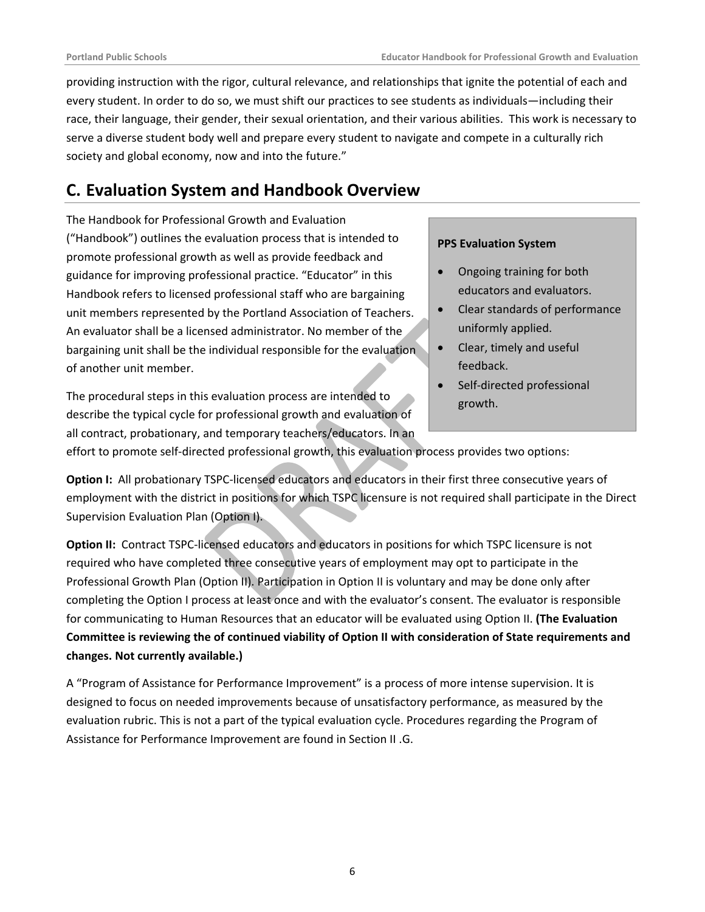providing instruction with the rigor, cultural relevance, and relationships that ignite the potential of each and every student. In order to do so, we must shift our practices to see students as individuals—including their race, their language, their gender, their sexual orientation, and their various abilities. This work is necessary to serve a diverse student body well and prepare every student to navigate and compete in a culturally rich society and global economy, now and into the future."

## C. Evaluation System and Handbook Overview

The Handbook for Professional Growth and Evaluation ("Handbook") outlines the evaluation process that is intended to promote professional growth as well as provide feedback and guidance for improving professional practice. "Educator" in this Handbook refers to licensed professional staff who are bargaining unit members represented by the Portland Association of Teachers. An evaluator shall be a licensed administrator. No member of the bargaining unit shall be the individual responsible for the evaluation of another unit member.

> **PPS Evaluation System**
>
> - Ongoing training for both educators and evaluators.
> - Clear standards of performance uniformly applied.
> - Clear, timely and useful feedback.
> - Self-directed professional growth.

The procedural steps in this evaluation process are intended to describe the typical cycle for professional growth and evaluation of all contract, probationary, and temporary teachers/educators. In an effort to promote self-directed professional growth, this evaluation process provides two options:

**Option I:** All probationary TSPC-licensed educators and educators in their first three consecutive years of employment with the district in positions for which TSPC licensure is not required shall participate in the Direct Supervision Evaluation Plan (Option I).

**Option II:** Contract TSPC-licensed educators and educators in positions for which TSPC licensure is not required who have completed three consecutive years of employment may opt to participate in the Professional Growth Plan (Option II). Participation in Option II is voluntary and may be done only after completing the Option I process at least once and with the evaluator's consent. The evaluator is responsible for communicating to Human Resources that an educator will be evaluated using Option II. **(The Evaluation Committee is reviewing the of continued viability of Option II with consideration of State requirements and changes. Not currently available.)**

A "Program of Assistance for Performance Improvement" is a process of more intense supervision. It is designed to focus on needed improvements because of unsatisfactory performance, as measured by the evaluation rubric. This is not a part of the typical evaluation cycle. Procedures regarding the Program of Assistance for Performance Improvement are found in Section II .G.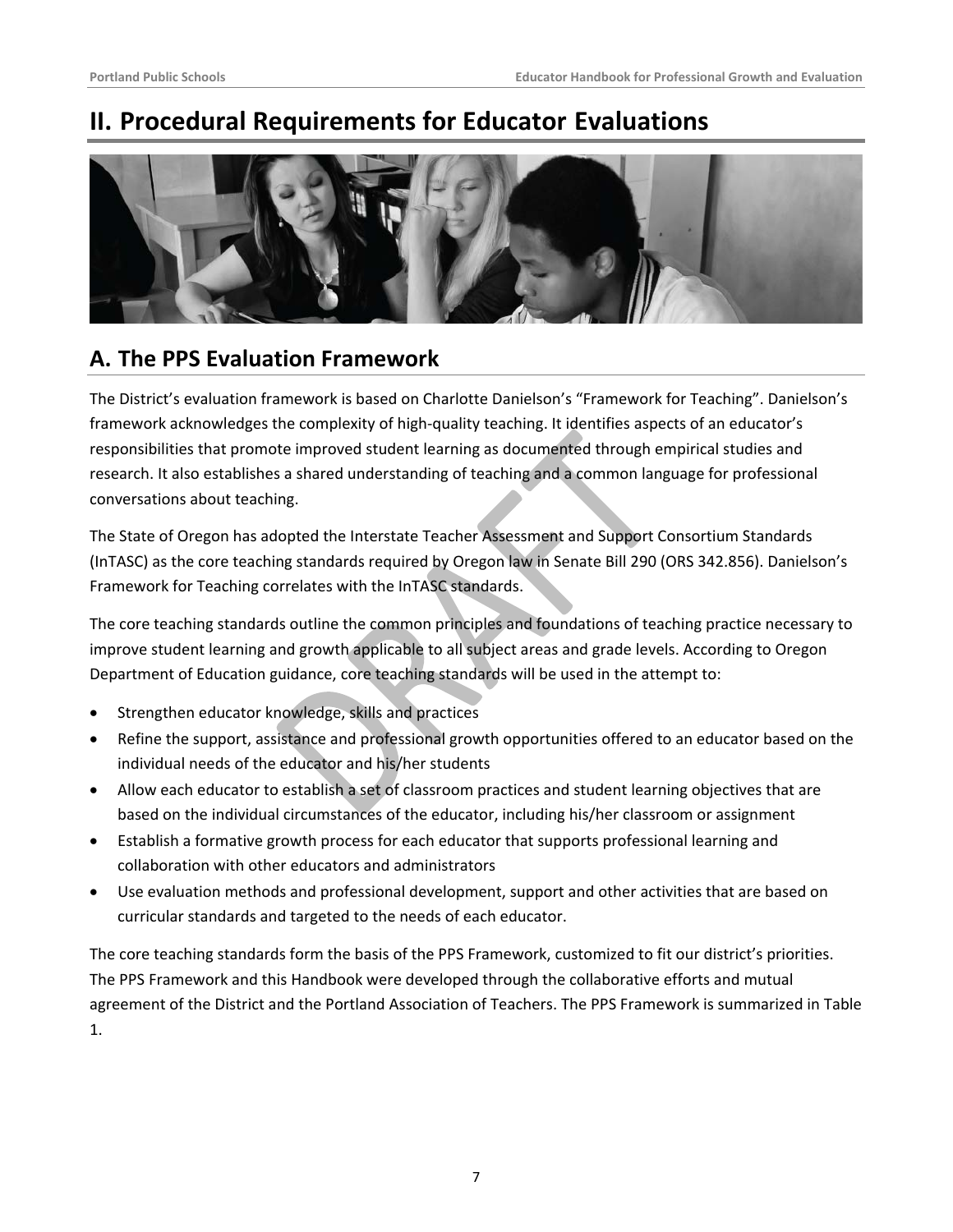# II. Procedural Requirements for Educator Evaluations

## A. The PPS Evaluation Framework

The District's evaluation framework is based on Charlotte Danielson's "Framework for Teaching". Danielson's framework acknowledges the complexity of high-quality teaching. It identifies aspects of an educator's responsibilities that promote improved student learning as documented through empirical studies and research. It also establishes a shared understanding of teaching and a common language for professional conversations about teaching.

The State of Oregon has adopted the Interstate Teacher Assessment and Support Consortium Standards (InTASC) as the core teaching standards required by Oregon law in Senate Bill 290 (ORS 342.856). Danielson's Framework for Teaching correlates with the InTASC standards.

The core teaching standards outline the common principles and foundations of teaching practice necessary to improve student learning and growth applicable to all subject areas and grade levels. According to Oregon Department of Education guidance, core teaching standards will be used in the attempt to:

- Strengthen educator knowledge, skills and practices
- Refine the support, assistance and professional growth opportunities offered to an educator based on the individual needs of the educator and his/her students
- Allow each educator to establish a set of classroom practices and student learning objectives that are based on the individual circumstances of the educator, including his/her classroom or assignment
- Establish a formative growth process for each educator that supports professional learning and collaboration with other educators and administrators
- Use evaluation methods and professional development, support and other activities that are based on curricular standards and targeted to the needs of each educator.

The core teaching standards form the basis of the PPS Framework, customized to fit our district's priorities. The PPS Framework and this Handbook were developed through the collaborative efforts and mutual agreement of the District and the Portland Association of Teachers. The PPS Framework is summarized in Table 1.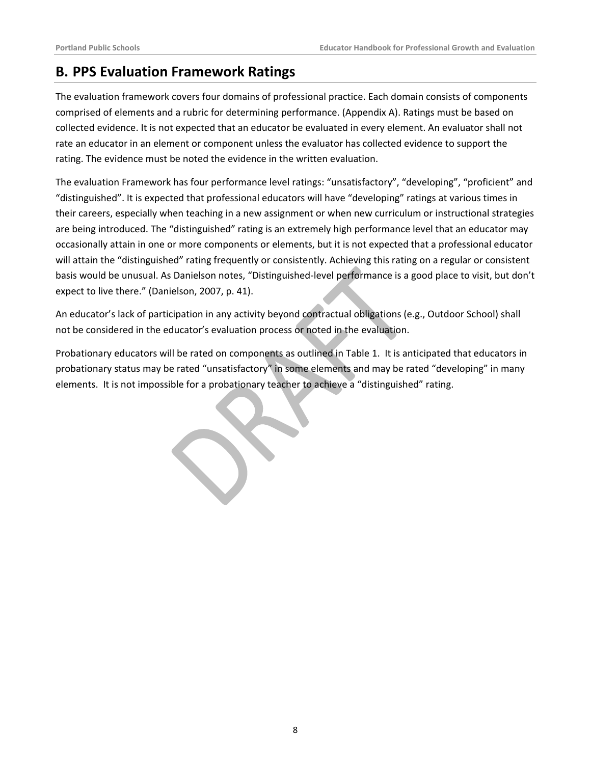## B. PPS Evaluation Framework Ratings

The evaluation framework covers four domains of professional practice. Each domain consists of components comprised of elements and a rubric for determining performance. (Appendix A). Ratings must be based on collected evidence. It is not expected that an educator be evaluated in every element. An evaluator shall not rate an educator in an element or component unless the evaluator has collected evidence to support the rating. The evidence must be noted the evidence in the written evaluation.

The evaluation Framework has four performance level ratings: "unsatisfactory", "developing", "proficient" and "distinguished". It is expected that professional educators will have "developing" ratings at various times in their careers, especially when teaching in a new assignment or when new curriculum or instructional strategies are being introduced. The "distinguished" rating is an extremely high performance level that an educator may occasionally attain in one or more components or elements, but it is not expected that a professional educator will attain the "distinguished" rating frequently or consistently. Achieving this rating on a regular or consistent basis would be unusual. As Danielson notes, "Distinguished-level performance is a good place to visit, but don't expect to live there." (Danielson, 2007, p. 41).

An educator's lack of participation in any activity beyond contractual obligations (e.g., Outdoor School) shall not be considered in the educator's evaluation process or noted in the evaluation.

Probationary educators will be rated on components as outlined in Table 1. It is anticipated that educators in probationary status may be rated "unsatisfactory" in some elements and may be rated "developing" in many elements. It is not impossible for a probationary teacher to achieve a "distinguished" rating.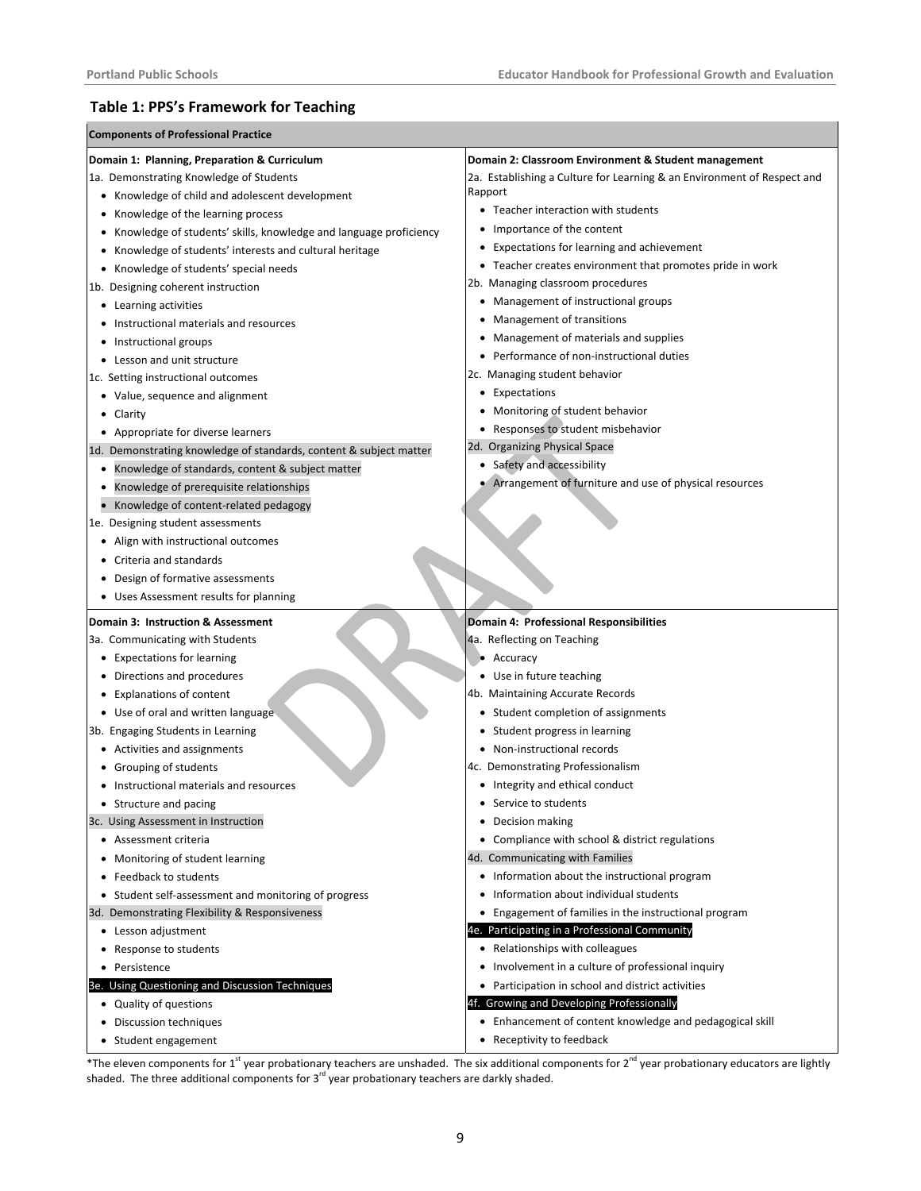## Table 1: PPS's Framework for Teaching

**Components of Professional Practice**

| Domain 1: Planning, Preparation & Curriculum | Domain 2: Classroom Environment & Student management |
|---|---|
| 1a. Demonstrating Knowledge of Students<br>• Knowledge of child and adolescent development<br>• Knowledge of the learning process<br>• Knowledge of students' skills, knowledge and language proficiency<br>• Knowledge of students' interests and cultural heritage<br>• Knowledge of students' special needs<br>1b. Designing coherent instruction<br>• Learning activities<br>• Instructional materials and resources<br>• Instructional groups<br>• Lesson and unit structure<br>1c. Setting instructional outcomes<br>• Value, sequence and alignment<br>• Clarity<br>• Appropriate for diverse learners<br>1d. Demonstrating knowledge of standards, content & subject matter<br>• Knowledge of standards, content & subject matter<br>• Knowledge of prerequisite relationships<br>• Knowledge of content-related pedagogy<br>1e. Designing student assessments<br>• Align with instructional outcomes<br>• Criteria and standards<br>• Design of formative assessments<br>• Uses Assessment results for planning | 2a. Establishing a Culture for Learning & an Environment of Respect and Rapport<br>• Teacher interaction with students<br>• Importance of the content<br>• Expectations for learning and achievement<br>• Teacher creates environment that promotes pride in work<br>2b. Managing classroom procedures<br>• Management of instructional groups<br>• Management of transitions<br>• Management of materials and supplies<br>• Performance of non-instructional duties<br>2c. Managing student behavior<br>• Expectations<br>• Monitoring of student behavior<br>• Responses to student misbehavior<br>2d. Organizing Physical Space<br>• Safety and accessibility<br>• Arrangement of furniture and use of physical resources |
| **Domain 3: Instruction & Assessment** | **Domain 4: Professional Responsibilities** |
| 3a. Communicating with Students<br>• Expectations for learning<br>• Directions and procedures<br>• Explanations of content<br>• Use of oral and written language<br>3b. Engaging Students in Learning<br>• Activities and assignments<br>• Grouping of students<br>• Instructional materials and resources<br>• Structure and pacing<br>3c. Using Assessment in Instruction<br>• Assessment criteria<br>• Monitoring of student learning<br>• Feedback to students<br>• Student self-assessment and monitoring of progress<br>3d. Demonstrating Flexibility & Responsiveness<br>• Lesson adjustment<br>• Response to students<br>• Persistence<br>3e. Using Questioning and Discussion Techniques<br>• Quality of questions<br>• Discussion techniques<br>• Student engagement | 4a. Reflecting on Teaching<br>• Accuracy<br>• Use in future teaching<br>4b. Maintaining Accurate Records<br>• Student completion of assignments<br>• Student progress in learning<br>• Non-instructional records<br>4c. Demonstrating Professionalism<br>• Integrity and ethical conduct<br>• Service to students<br>• Decision making<br>• Compliance with school & district regulations<br>4d. Communicating with Families<br>• Information about the instructional program<br>• Information about individual students<br>• Engagement of families in the instructional program<br>4e. Participating in a Professional Community<br>• Relationships with colleagues<br>• Involvement in a culture of professional inquiry<br>• Participation in school and district activities<br>4f. Growing and Developing Professionally<br>• Enhancement of content knowledge and pedagogical skill<br>• Receptivity to feedback |

*The eleven components for 1st year probationary teachers are unshaded. The six additional components for 2nd year probationary educators are lightly shaded. The three additional components for 3rd year probationary teachers are darkly shaded.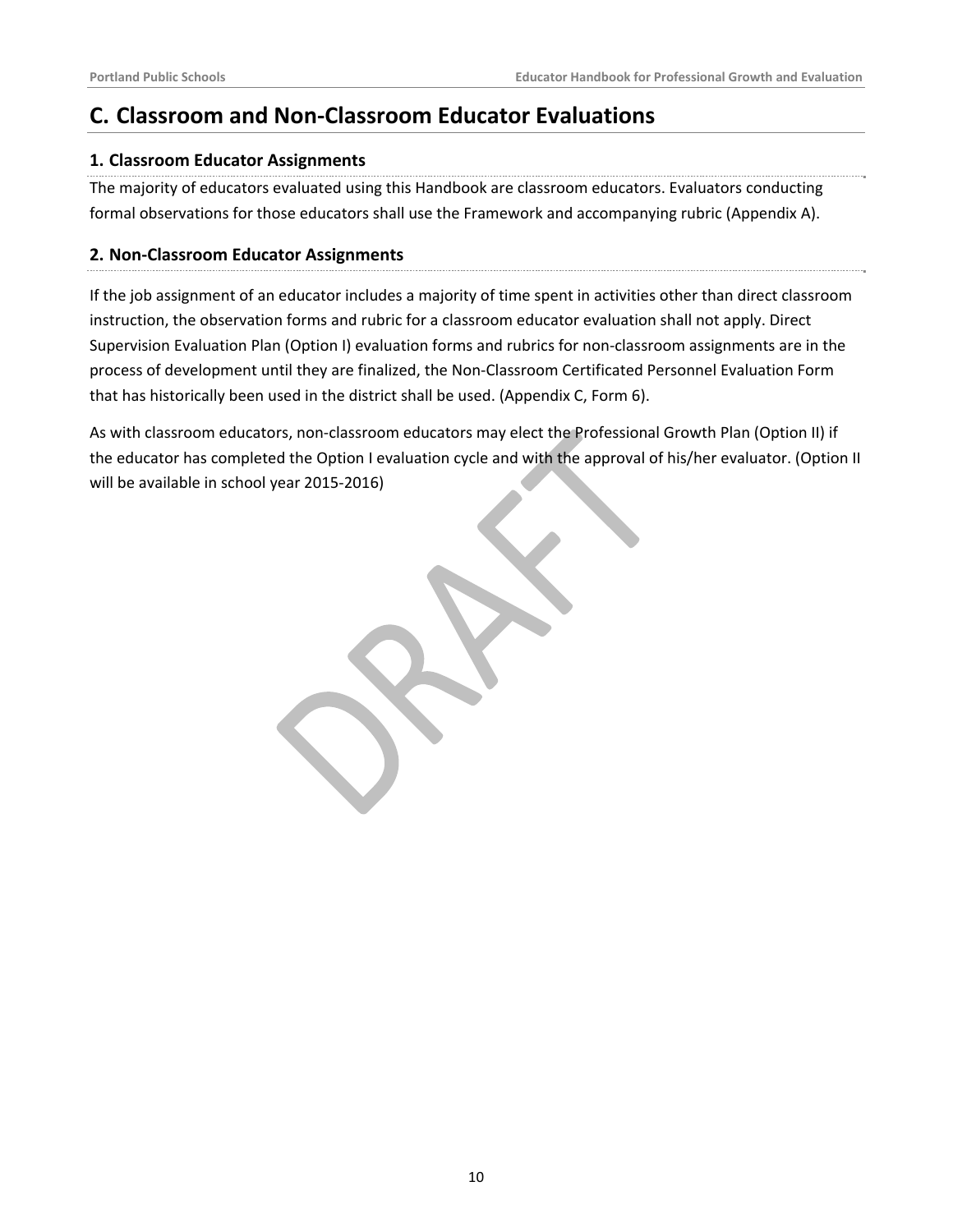## C. Classroom and Non-Classroom Educator Evaluations

### 1. Classroom Educator Assignments

The majority of educators evaluated using this Handbook are classroom educators. Evaluators conducting formal observations for those educators shall use the Framework and accompanying rubric (Appendix A).

### 2. Non-Classroom Educator Assignments

If the job assignment of an educator includes a majority of time spent in activities other than direct classroom instruction, the observation forms and rubric for a classroom educator evaluation shall not apply. Direct Supervision Evaluation Plan (Option I) evaluation forms and rubrics for non-classroom assignments are in the process of development until they are finalized, the Non-Classroom Certificated Personnel Evaluation Form that has historically been used in the district shall be used. (Appendix C, Form 6).

As with classroom educators, non-classroom educators may elect the Professional Growth Plan (Option II) if the educator has completed the Option I evaluation cycle and with the approval of his/her evaluator. (Option II will be available in school year 2015-2016)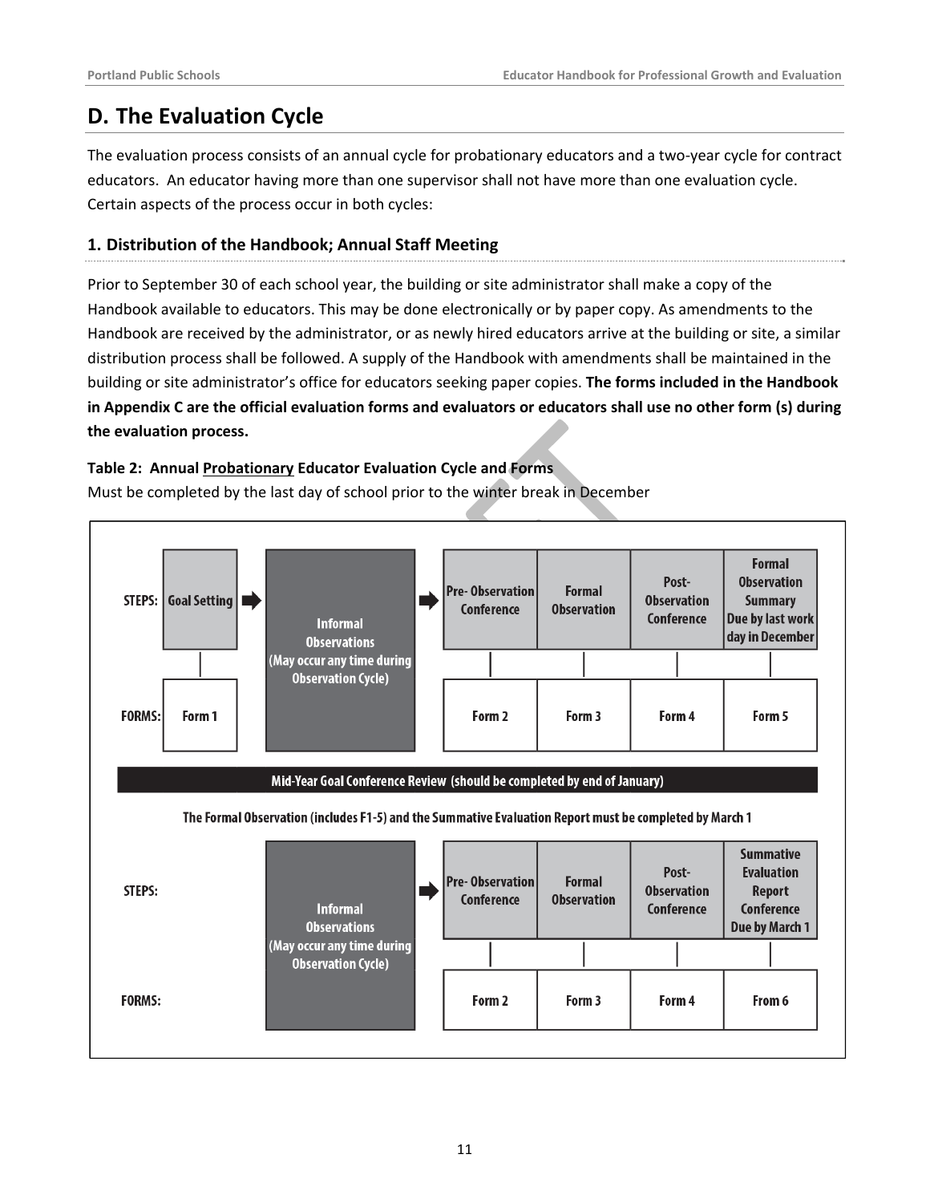## D. The Evaluation Cycle

The evaluation process consists of an annual cycle for probationary educators and a two-year cycle for contract educators. An educator having more than one supervisor shall not have more than one evaluation cycle. Certain aspects of the process occur in both cycles:

### 1. Distribution of the Handbook; Annual Staff Meeting

Prior to September 30 of each school year, the building or site administrator shall make a copy of the Handbook available to educators. This may be done electronically or by paper copy. As amendments to the Handbook are received by the administrator, or as newly hired educators arrive at the building or site, a similar distribution process shall be followed. A supply of the Handbook with amendments shall be maintained in the building or site administrator's office for educators seeking paper copies. **The forms included in the Handbook in Appendix C are the official evaluation forms and evaluators or educators shall use no other form (s) during the evaluation process.**

**Table 2: Annual Probationary Educator Evaluation Cycle and Forms**

Must be completed by the last day of school prior to the winter break in December

| | | | | | | |
|---|---|---|---|---|---|---|
| STEPS: | Goal Setting | Informal Observations (May occur any time during Observation Cycle) | Pre- Observation Conference | Formal Observation | Post-Observation Conference | Formal Observation Summary Due by last work day in December |
| FORMS: | Form 1 | | Form 2 | Form 3 | Form 4 | Form 5 |

**Mid-Year Goal Conference Review (should be completed by end of January)**

**The Formal Observation (includes F1-5) and the Summative Evaluation Report must be completed by March 1**

| | | | | | |
|---|---|---|---|---|---|
| STEPS: | Informal Observations (May occur any time during Observation Cycle) | Pre- Observation Conference | Formal Observation | Post-Observation Conference | Summative Evaluation Report Conference Due by March 1 |
| FORMS: | | Form 2 | Form 3 | Form 4 | From 6 |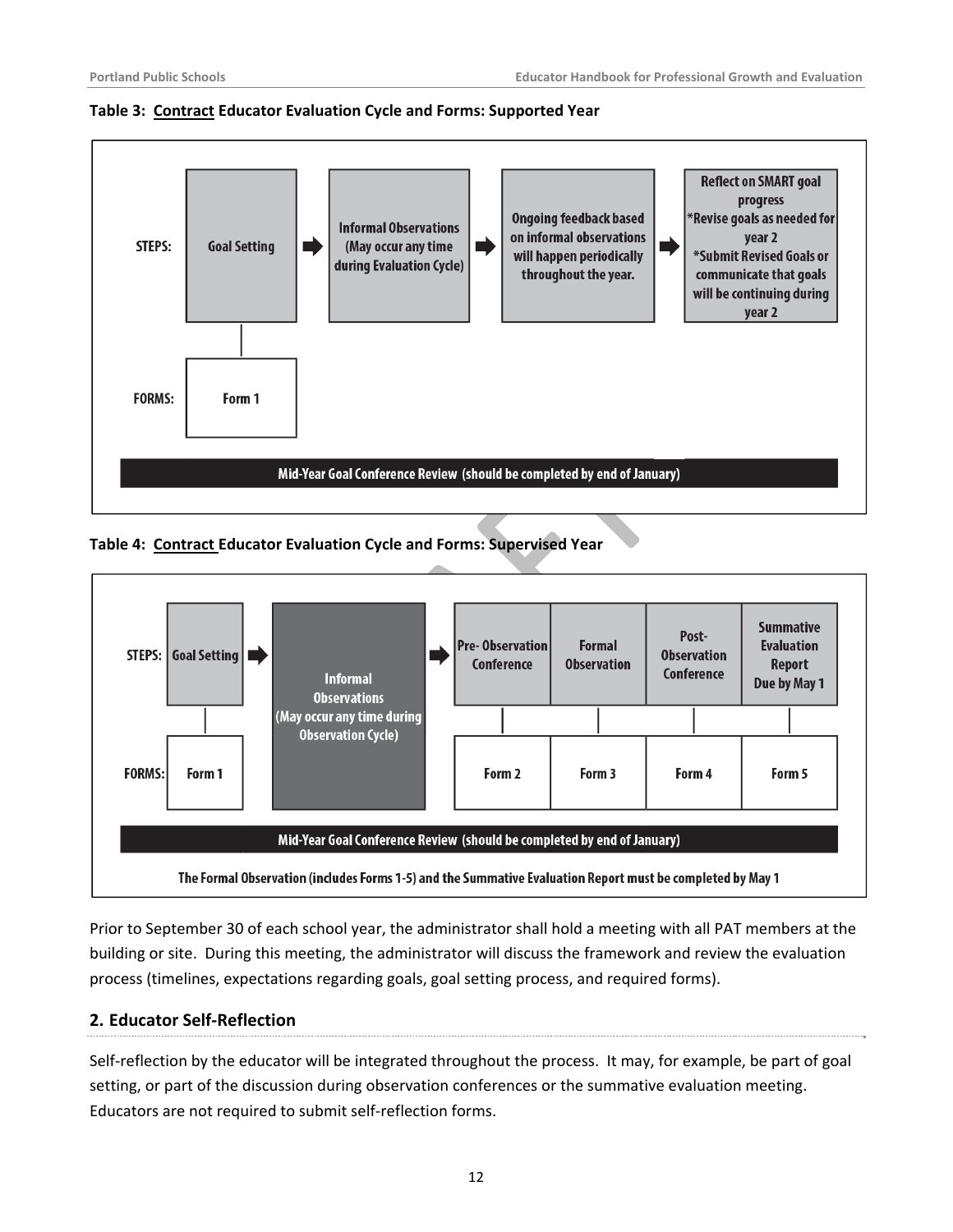**Table 3: Contract Educator Evaluation Cycle and Forms: Supported Year**

| | | | | |
|---|---|---|---|---|
| STEPS: | Goal Setting | Informal Observations (May occur any time during Evaluation Cycle) | Ongoing feedback based on informal observations will happen periodically throughout the year. | Reflect on SMART goal progress *Revise goals as needed for year 2 *Submit Revised Goals or communicate that goals will be continuing during year 2 |
| FORMS: | Form 1 | | | |

Mid-Year Goal Conference Review (should be completed by end of January)

**Table 4: Contract Educator Evaluation Cycle and Forms: Supervised Year**

| | | | | | | |
|---|---|---|---|---|---|---|
| STEPS: | Goal Setting | Informal Observations (May occur any time during Observation Cycle) | Pre- Observation Conference | Formal Observation | Post-Observation Conference | Summative Evaluation Report Due by May 1 |
| FORMS: | Form 1 | | Form 2 | Form 3 | Form 4 | Form 5 |

Mid-Year Goal Conference Review (should be completed by end of January)

The Formal Observation (includes Forms 1-5) and the Summative Evaluation Report must be completed by May 1

Prior to September 30 of each school year, the administrator shall hold a meeting with all PAT members at the building or site. During this meeting, the administrator will discuss the framework and review the evaluation process (timelines, expectations regarding goals, goal setting process, and required forms).

## 2. Educator Self-Reflection

Self-reflection by the educator will be integrated throughout the process. It may, for example, be part of goal setting, or part of the discussion during observation conferences or the summative evaluation meeting. Educators are not required to submit self-reflection forms.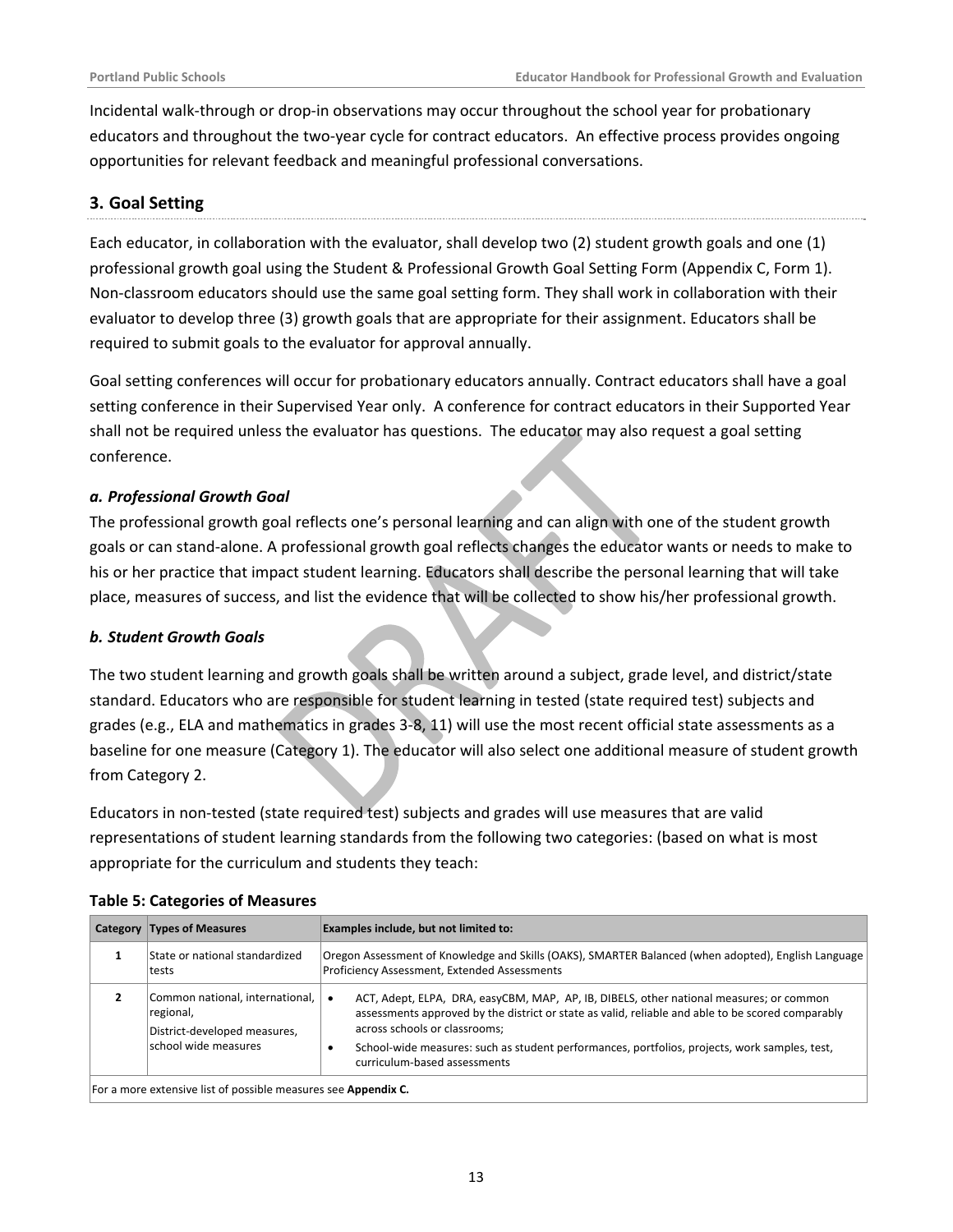Incidental walk-through or drop-in observations may occur throughout the school year for probationary educators and throughout the two-year cycle for contract educators. An effective process provides ongoing opportunities for relevant feedback and meaningful professional conversations.

## 3. Goal Setting

Each educator, in collaboration with the evaluator, shall develop two (2) student growth goals and one (1) professional growth goal using the Student & Professional Growth Goal Setting Form (Appendix C, Form 1). Non-classroom educators should use the same goal setting form. They shall work in collaboration with their evaluator to develop three (3) growth goals that are appropriate for their assignment. Educators shall be required to submit goals to the evaluator for approval annually.

Goal setting conferences will occur for probationary educators annually. Contract educators shall have a goal setting conference in their Supervised Year only. A conference for contract educators in their Supported Year shall not be required unless the evaluator has questions. The educator may also request a goal setting conference.

### *a. Professional Growth Goal*

The professional growth goal reflects one's personal learning and can align with one of the student growth goals or can stand-alone. A professional growth goal reflects changes the educator wants or needs to make to his or her practice that impact student learning. Educators shall describe the personal learning that will take place, measures of success, and list the evidence that will be collected to show his/her professional growth.

### *b. Student Growth Goals*

The two student learning and growth goals shall be written around a subject, grade level, and district/state standard. Educators who are responsible for student learning in tested (state required test) subjects and grades (e.g., ELA and mathematics in grades 3-8, 11) will use the most recent official state assessments as a baseline for one measure (Category 1). The educator will also select one additional measure of student growth from Category 2.

Educators in non-tested (state required test) subjects and grades will use measures that are valid representations of student learning standards from the following two categories: (based on what is most appropriate for the curriculum and students they teach:

**Table 5: Categories of Measures**

| Category | Types of Measures | Examples include, but not limited to: |
|---|---|---|
| 1 | State or national standardized tests | Oregon Assessment of Knowledge and Skills (OAKS), SMARTER Balanced (when adopted), English Language Proficiency Assessment, Extended Assessments |
| 2 | Common national, international, regional, District-developed measures, school wide measures | • ACT, Adept, ELPA, DRA, easyCBM, MAP, AP, IB, DIBELS, other national measures; or common assessments approved by the district or state as valid, reliable and able to be scored comparably across schools or classrooms; <br> • School-wide measures: such as student performances, portfolios, projects, work samples, test, curriculum-based assessments |
| For a more extensive list of possible measures see **Appendix C.** | | |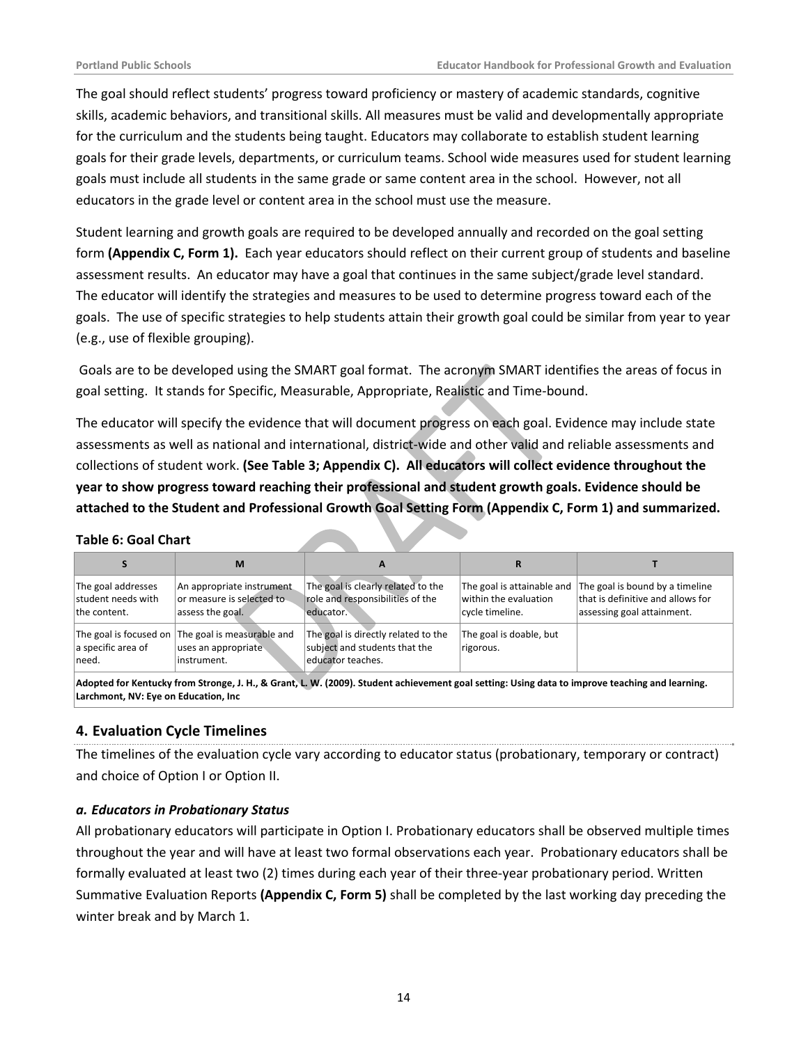The goal should reflect students' progress toward proficiency or mastery of academic standards, cognitive skills, academic behaviors, and transitional skills. All measures must be valid and developmentally appropriate for the curriculum and the students being taught. Educators may collaborate to establish student learning goals for their grade levels, departments, or curriculum teams. School wide measures used for student learning goals must include all students in the same grade or same content area in the school. However, not all educators in the grade level or content area in the school must use the measure.

Student learning and growth goals are required to be developed annually and recorded on the goal setting form **(Appendix C, Form 1).** Each year educators should reflect on their current group of students and baseline assessment results. An educator may have a goal that continues in the same subject/grade level standard. The educator will identify the strategies and measures to be used to determine progress toward each of the goals. The use of specific strategies to help students attain their growth goal could be similar from year to year (e.g., use of flexible grouping).

Goals are to be developed using the SMART goal format. The acronym SMART identifies the areas of focus in goal setting. It stands for Specific, Measurable, Appropriate, Realistic and Time-bound.

The educator will specify the evidence that will document progress on each goal. Evidence may include state assessments as well as national and international, district-wide and other valid and reliable assessments and collections of student work. **(See Table 3; Appendix C). All educators will collect evidence throughout the year to show progress toward reaching their professional and student growth goals. Evidence should be attached to the Student and Professional Growth Goal Setting Form (Appendix C, Form 1) and summarized.**

**Table 6: Goal Chart**

| S | M | A | R | T |
|---|---|---|---|---|
| The goal addresses student needs with the content. | An appropriate instrument or measure is selected to assess the goal. | The goal is clearly related to the role and responsibilities of the educator. | The goal is attainable and within the evaluation cycle timeline. | The goal is bound by a timeline that is definitive and allows for assessing goal attainment. |
| The goal is focused on a specific area of need. | The goal is measurable and uses an appropriate instrument. | The goal is directly related to the subject and students that the educator teaches. | The goal is doable, but rigorous. | |
| **Adopted for Kentucky from Stronge, J. H., & Grant, L. W. (2009). Student achievement goal setting: Using data to improve teaching and learning. Larchmont, NV: Eye on Education, Inc** | | | | |

## 4. Evaluation Cycle Timelines

The timelines of the evaluation cycle vary according to educator status (probationary, temporary or contract) and choice of Option I or Option II.

### *a. Educators in Probationary Status*

All probationary educators will participate in Option I. Probationary educators shall be observed multiple times throughout the year and will have at least two formal observations each year. Probationary educators shall be formally evaluated at least two (2) times during each year of their three-year probationary period. Written Summative Evaluation Reports **(Appendix C, Form 5)** shall be completed by the last working day preceding the winter break and by March 1.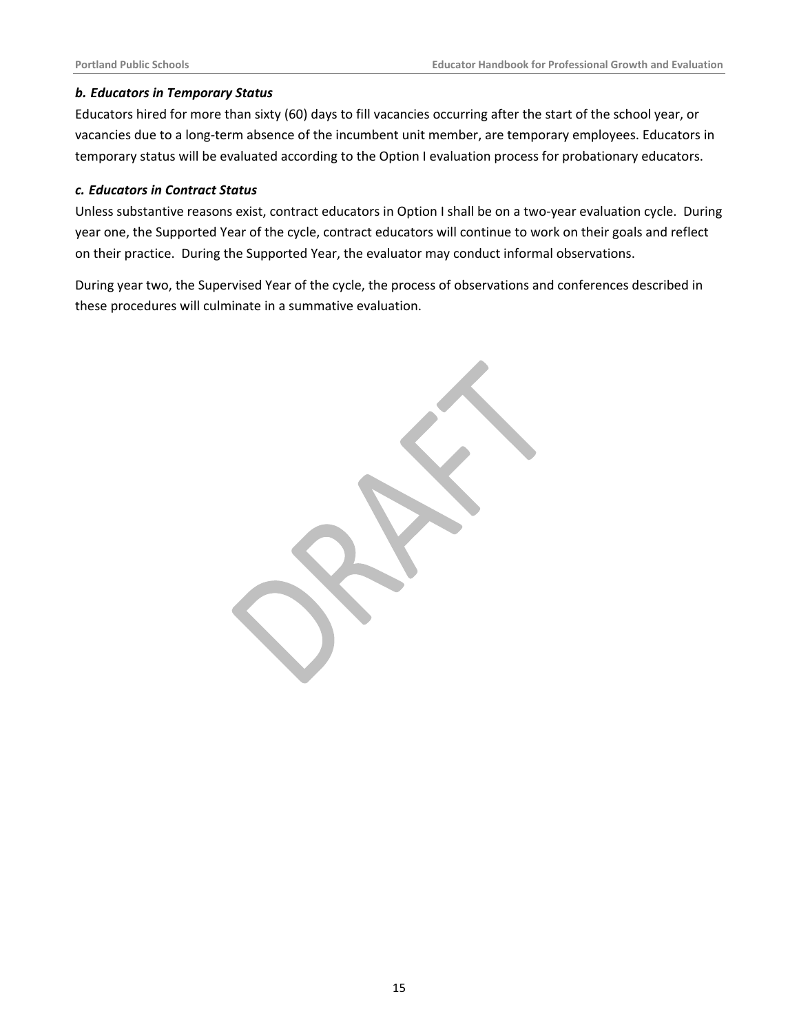***b. Educators in Temporary Status***

Educators hired for more than sixty (60) days to fill vacancies occurring after the start of the school year, or vacancies due to a long-term absence of the incumbent unit member, are temporary employees. Educators in temporary status will be evaluated according to the Option I evaluation process for probationary educators.

***c. Educators in Contract Status***

Unless substantive reasons exist, contract educators in Option I shall be on a two-year evaluation cycle. During year one, the Supported Year of the cycle, contract educators will continue to work on their goals and reflect on their practice. During the Supported Year, the evaluator may conduct informal observations.

During year two, the Supervised Year of the cycle, the process of observations and conferences described in these procedures will culminate in a summative evaluation.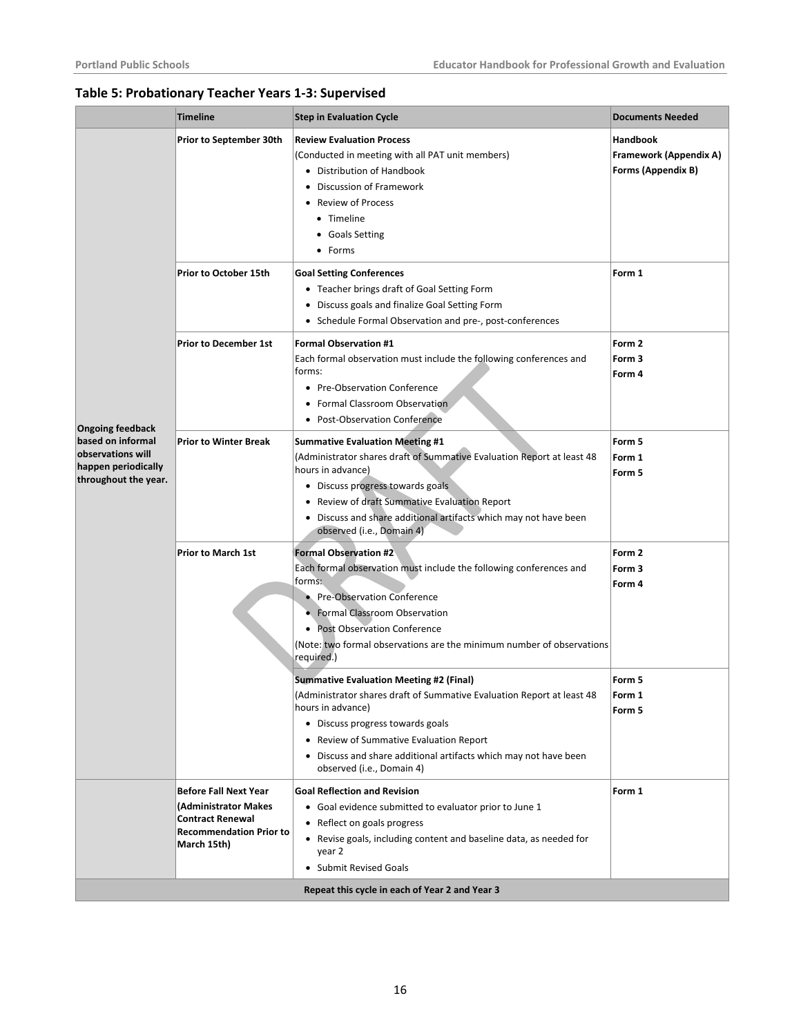## Table 5: Probationary Teacher Years 1-3: Supervised

| | Timeline | Step in Evaluation Cycle | Documents Needed |
|---|---|---|---|
| **Ongoing feedback based on informal observations will happen periodically throughout the year.** | **Prior to September 30th** | **Review Evaluation Process**<br>(Conducted in meeting with all PAT unit members)<br>• Distribution of Handbook<br>• Discussion of Framework<br>• Review of Process<br>&nbsp;&nbsp;• Timeline<br>&nbsp;&nbsp;• Goals Setting<br>&nbsp;&nbsp;• Forms | **Handbook**<br>**Framework (Appendix A)**<br>**Forms (Appendix B)** |
| | **Prior to October 15th** | **Goal Setting Conferences**<br>• Teacher brings draft of Goal Setting Form<br>• Discuss goals and finalize Goal Setting Form<br>• Schedule Formal Observation and pre-, post-conferences | **Form 1** |
| | **Prior to December 1st** | **Formal Observation #1**<br>Each formal observation must include the following conferences and forms:<br>• Pre-Observation Conference<br>• Formal Classroom Observation<br>• Post-Observation Conference | **Form 2**<br>**Form 3**<br>**Form 4** |
| | **Prior to Winter Break** | **Summative Evaluation Meeting #1**<br>(Administrator shares draft of Summative Evaluation Report at least 48 hours in advance)<br>• Discuss progress towards goals<br>• Review of draft Summative Evaluation Report<br>• Discuss and share additional artifacts which may not have been observed (i.e., Domain 4) | **Form 5**<br>**Form 1**<br>**Form 5** |
| | **Prior to March 1st** | **Formal Observation #2**<br>Each formal observation must include the following conferences and forms:<br>• Pre-Observation Conference<br>• Formal Classroom Observation<br>• Post Observation Conference<br>(Note: two formal observations are the minimum number of observations required.) | **Form 2**<br>**Form 3**<br>**Form 4** |
| | | **Summative Evaluation Meeting #2 (Final)**<br>(Administrator shares draft of Summative Evaluation Report at least 48 hours in advance)<br>• Discuss progress towards goals<br>• Review of Summative Evaluation Report<br>• Discuss and share additional artifacts which may not have been observed (i.e., Domain 4) | **Form 5**<br>**Form 1**<br>**Form 5** |
| | **Before Fall Next Year (Administrator Makes Contract Renewal Recommendation Prior to March 15th)** | **Goal Reflection and Revision**<br>• Goal evidence submitted to evaluator prior to June 1<br>• Reflect on goals progress<br>• Revise goals, including content and baseline data, as needed for year 2<br>• Submit Revised Goals | **Form 1** |
| **Repeat this cycle in each of Year 2 and Year 3** | | | |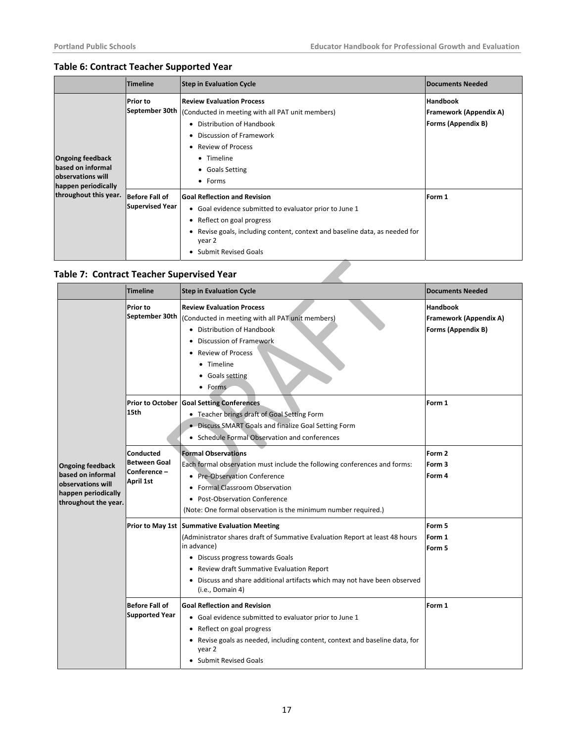### Table 6: Contract Teacher Supported Year

| | Timeline | Step in Evaluation Cycle | Documents Needed |
|---|---|---|---|
| **Ongoing feedback based on informal observations will happen periodically throughout this year.** | **Prior to September 30th** | **Review Evaluation Process**<br>(Conducted in meeting with all PAT unit members)<br>• Distribution of Handbook<br>• Discussion of Framework<br>• Review of Process<br>  • Timeline<br>  • Goals Setting<br>  • Forms | **Handbook**<br>**Framework (Appendix A)**<br>**Forms (Appendix B)** |
| | **Before Fall of Supervised Year** | **Goal Reflection and Revision**<br>• Goal evidence submitted to evaluator prior to June 1<br>• Reflect on goal progress<br>• Revise goals, including content, context and baseline data, as needed for year 2<br>• Submit Revised Goals | **Form 1** |

### Table 7: Contract Teacher Supervised Year

| | Timeline | Step in Evaluation Cycle | Documents Needed |
|---|---|---|---|
| **Ongoing feedback based on informal observations will happen periodically throughout the year.** | **Prior to September 30th** | **Review Evaluation Process**<br>(Conducted in meeting with all PAT unit members)<br>• Distribution of Handbook<br>• Discussion of Framework<br>• Review of Process<br>  • Timeline<br>  • Goals setting<br>  • Forms | **Handbook**<br>**Framework (Appendix A)**<br>**Forms (Appendix B)** |
| | **Prior to October 15th** | **Goal Setting Conferences**<br>• Teacher brings draft of Goal Setting Form<br>• Discuss SMART Goals and finalize Goal Setting Form<br>• Schedule Formal Observation and conferences | **Form 1** |
| | **Conducted Between Goal Conference – April 1st** | **Formal Observations**<br>Each formal observation must include the following conferences and forms:<br>• Pre-Observation Conference<br>• Formal Classroom Observation<br>• Post-Observation Conference<br>(Note: One formal observation is the minimum number required.) | **Form 2**<br>**Form 3**<br>**Form 4** |
| | **Prior to May 1st** | **Summative Evaluation Meeting**<br>(Administrator shares draft of Summative Evaluation Report at least 48 hours in advance)<br>• Discuss progress towards Goals<br>• Review draft Summative Evaluation Report<br>• Discuss and share additional artifacts which may not have been observed (i.e., Domain 4) | **Form 5**<br>**Form 1**<br>**Form 5** |
| | **Before Fall of Supported Year** | **Goal Reflection and Revision**<br>• Goal evidence submitted to evaluator prior to June 1<br>• Reflect on goal progress<br>• Revise goals as needed, including content, context and baseline data, for year 2<br>• Submit Revised Goals | **Form 1** |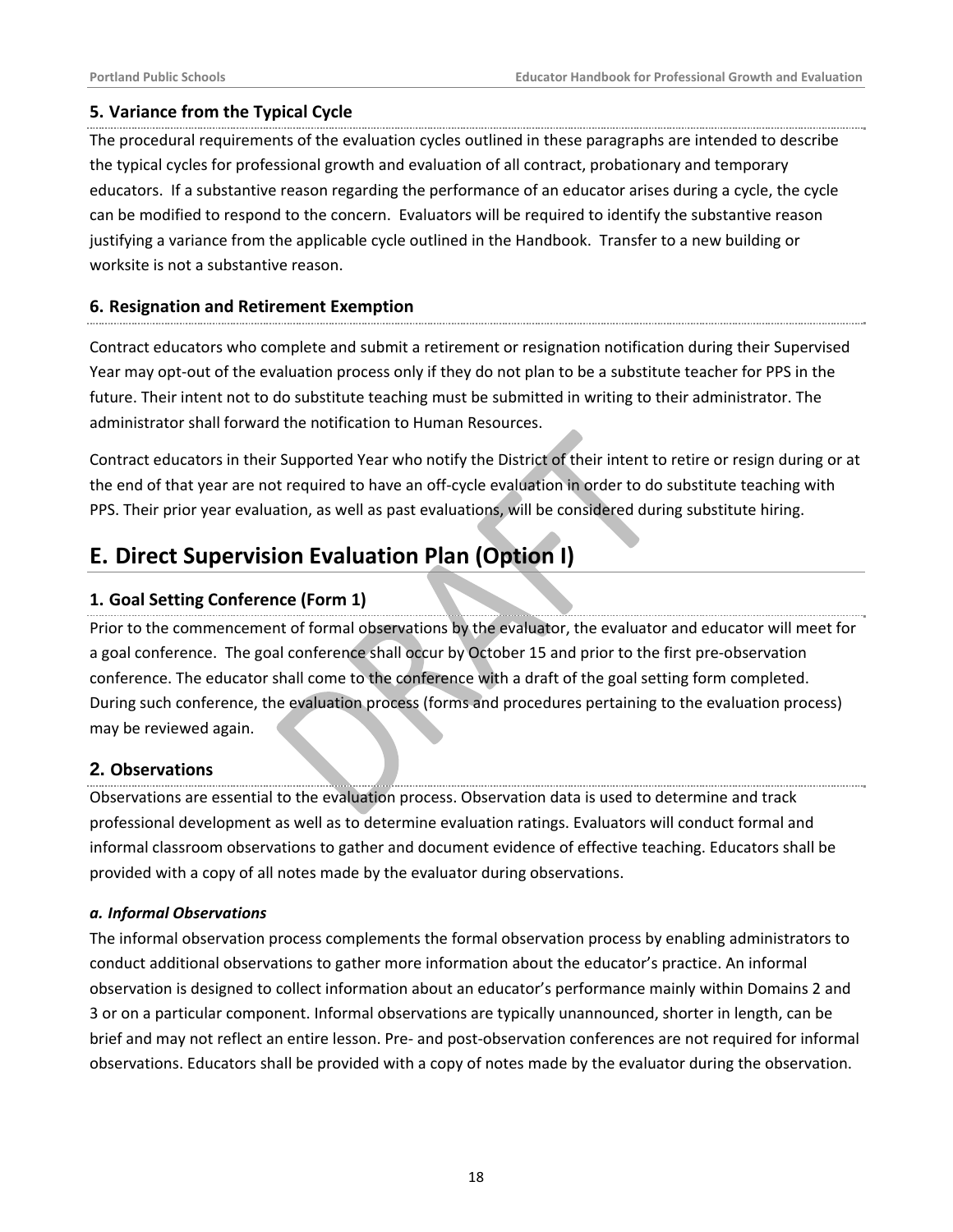### 5. Variance from the Typical Cycle

The procedural requirements of the evaluation cycles outlined in these paragraphs are intended to describe the typical cycles for professional growth and evaluation of all contract, probationary and temporary educators. If a substantive reason regarding the performance of an educator arises during a cycle, the cycle can be modified to respond to the concern. Evaluators will be required to identify the substantive reason justifying a variance from the applicable cycle outlined in the Handbook. Transfer to a new building or worksite is not a substantive reason.

### 6. Resignation and Retirement Exemption

Contract educators who complete and submit a retirement or resignation notification during their Supervised Year may opt-out of the evaluation process only if they do not plan to be a substitute teacher for PPS in the future. Their intent not to do substitute teaching must be submitted in writing to their administrator. The administrator shall forward the notification to Human Resources.

Contract educators in their Supported Year who notify the District of their intent to retire or resign during or at the end of that year are not required to have an off-cycle evaluation in order to do substitute teaching with PPS. Their prior year evaluation, as well as past evaluations, will be considered during substitute hiring.

## E. Direct Supervision Evaluation Plan (Option I)

### 1. Goal Setting Conference (Form 1)

Prior to the commencement of formal observations by the evaluator, the evaluator and educator will meet for a goal conference. The goal conference shall occur by October 15 and prior to the first pre-observation conference. The educator shall come to the conference with a draft of the goal setting form completed. During such conference, the evaluation process (forms and procedures pertaining to the evaluation process) may be reviewed again.

### 2. Observations

Observations are essential to the evaluation process. Observation data is used to determine and track professional development as well as to determine evaluation ratings. Evaluators will conduct formal and informal classroom observations to gather and document evidence of effective teaching. Educators shall be provided with a copy of all notes made by the evaluator during observations.

#### *a. Informal Observations*

The informal observation process complements the formal observation process by enabling administrators to conduct additional observations to gather more information about the educator's practice. An informal observation is designed to collect information about an educator's performance mainly within Domains 2 and 3 or on a particular component. Informal observations are typically unannounced, shorter in length, can be brief and may not reflect an entire lesson. Pre- and post-observation conferences are not required for informal observations. Educators shall be provided with a copy of notes made by the evaluator during the observation.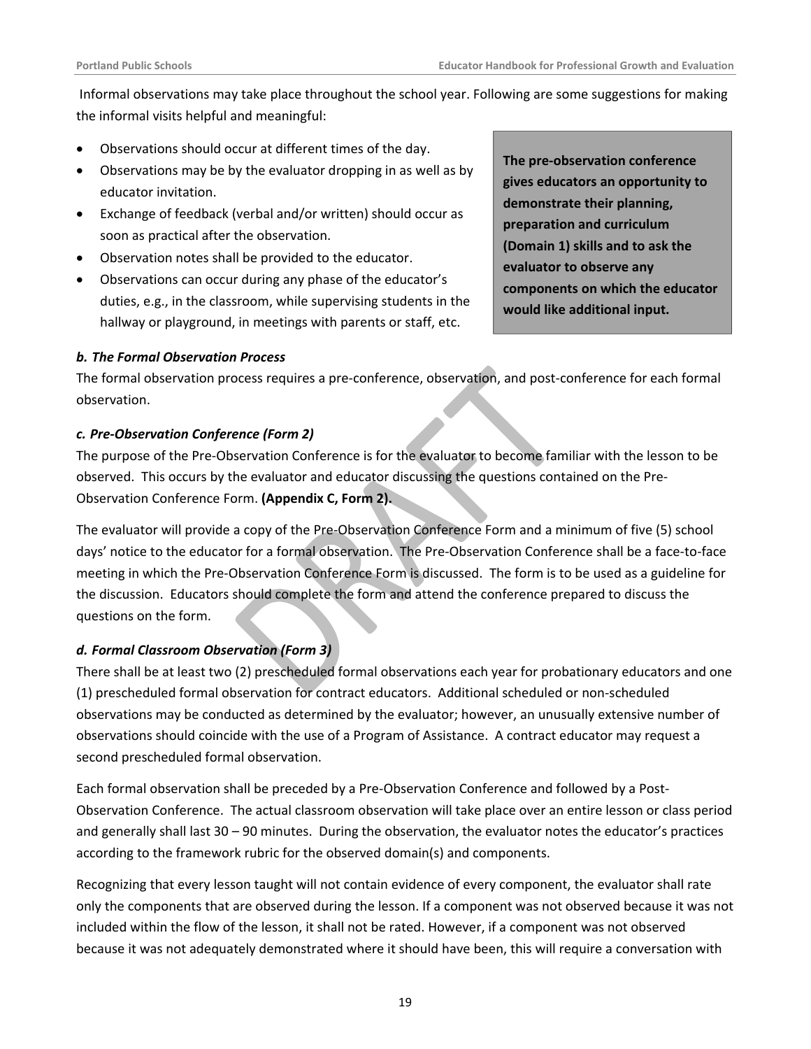Informal observations may take place throughout the school year. Following are some suggestions for making the informal visits helpful and meaningful:

- Observations should occur at different times of the day.
- Observations may be by the evaluator dropping in as well as by educator invitation.
- Exchange of feedback (verbal and/or written) should occur as soon as practical after the observation.
- Observation notes shall be provided to the educator.
- Observations can occur during any phase of the educator's duties, e.g., in the classroom, while supervising students in the hallway or playground, in meetings with parents or staff, etc.

**The pre-observation conference gives educators an opportunity to demonstrate their planning, preparation and curriculum (Domain 1) skills and to ask the evaluator to observe any components on which the educator would like additional input.**

***b. The Formal Observation Process***

The formal observation process requires a pre-conference, observation, and post-conference for each formal observation.

***c. Pre-Observation Conference (Form 2)***

The purpose of the Pre-Observation Conference is for the evaluator to become familiar with the lesson to be observed. This occurs by the evaluator and educator discussing the questions contained on the Pre-Observation Conference Form. **(Appendix C, Form 2).**

The evaluator will provide a copy of the Pre-Observation Conference Form and a minimum of five (5) school days' notice to the educator for a formal observation. The Pre-Observation Conference shall be a face-to-face meeting in which the Pre-Observation Conference Form is discussed. The form is to be used as a guideline for the discussion. Educators should complete the form and attend the conference prepared to discuss the questions on the form.

***d. Formal Classroom Observation (Form 3)***

There shall be at least two (2) prescheduled formal observations each year for probationary educators and one (1) prescheduled formal observation for contract educators. Additional scheduled or non-scheduled observations may be conducted as determined by the evaluator; however, an unusually extensive number of observations should coincide with the use of a Program of Assistance. A contract educator may request a second prescheduled formal observation.

Each formal observation shall be preceded by a Pre-Observation Conference and followed by a Post-Observation Conference. The actual classroom observation will take place over an entire lesson or class period and generally shall last 30 – 90 minutes. During the observation, the evaluator notes the educator's practices according to the framework rubric for the observed domain(s) and components.

Recognizing that every lesson taught will not contain evidence of every component, the evaluator shall rate only the components that are observed during the lesson. If a component was not observed because it was not included within the flow of the lesson, it shall not be rated. However, if a component was not observed because it was not adequately demonstrated where it should have been, this will require a conversation with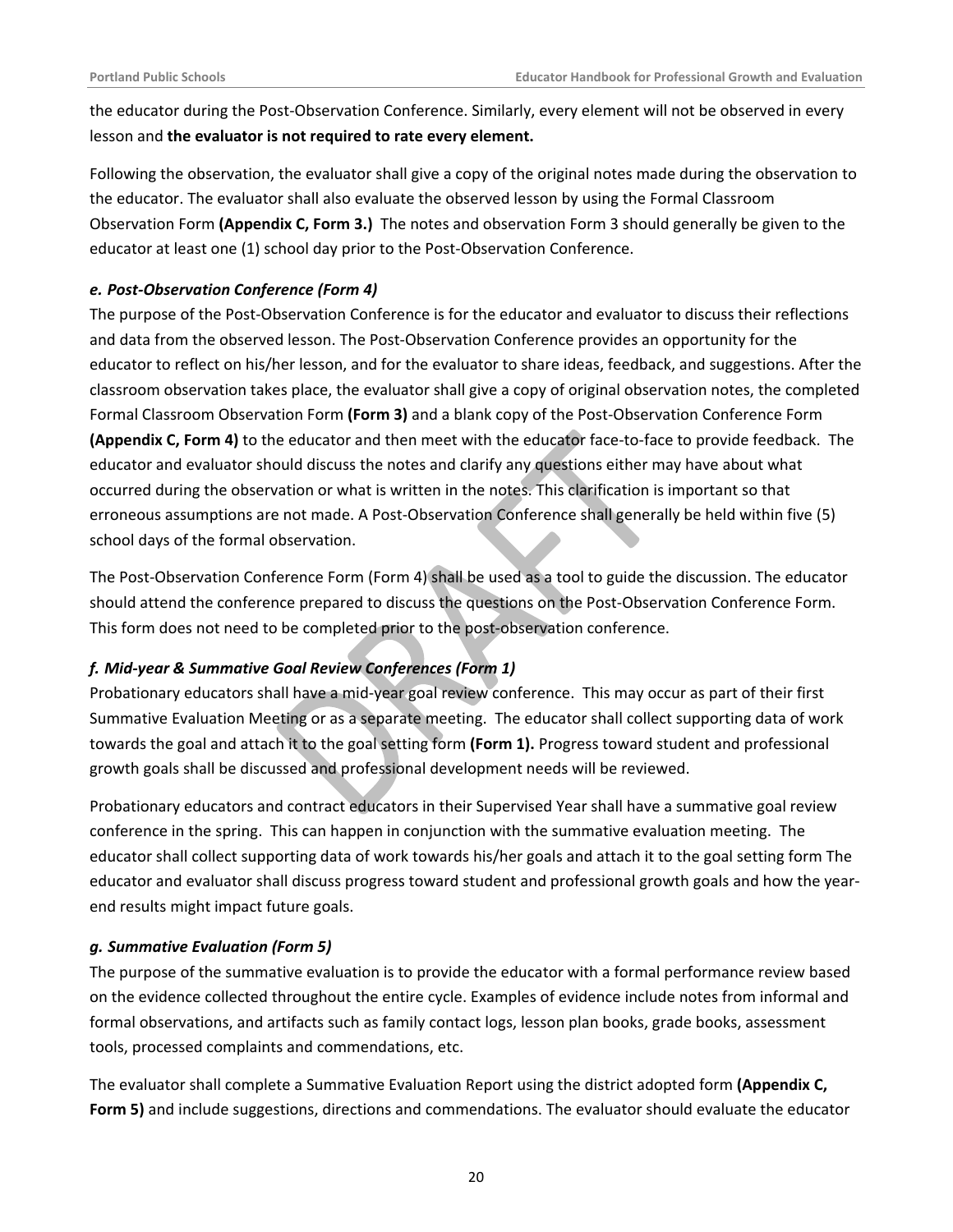the educator during the Post-Observation Conference. Similarly, every element will not be observed in every lesson and **the evaluator is not required to rate every element.**

Following the observation, the evaluator shall give a copy of the original notes made during the observation to the educator. The evaluator shall also evaluate the observed lesson by using the Formal Classroom Observation Form **(Appendix C, Form 3.)** The notes and observation Form 3 should generally be given to the educator at least one (1) school day prior to the Post-Observation Conference.

#### *e. Post-Observation Conference (Form 4)*

The purpose of the Post-Observation Conference is for the educator and evaluator to discuss their reflections and data from the observed lesson. The Post-Observation Conference provides an opportunity for the educator to reflect on his/her lesson, and for the evaluator to share ideas, feedback, and suggestions. After the classroom observation takes place, the evaluator shall give a copy of original observation notes, the completed Formal Classroom Observation Form **(Form 3)** and a blank copy of the Post-Observation Conference Form **(Appendix C, Form 4)** to the educator and then meet with the educator face-to-face to provide feedback. The educator and evaluator should discuss the notes and clarify any questions either may have about what occurred during the observation or what is written in the notes. This clarification is important so that erroneous assumptions are not made. A Post-Observation Conference shall generally be held within five (5) school days of the formal observation.

The Post-Observation Conference Form (Form 4) shall be used as a tool to guide the discussion. The educator should attend the conference prepared to discuss the questions on the Post-Observation Conference Form. This form does not need to be completed prior to the post-observation conference.

#### *f. Mid-year & Summative Goal Review Conferences (Form 1)*

Probationary educators shall have a mid-year goal review conference. This may occur as part of their first Summative Evaluation Meeting or as a separate meeting. The educator shall collect supporting data of work towards the goal and attach it to the goal setting form **(Form 1).** Progress toward student and professional growth goals shall be discussed and professional development needs will be reviewed.

Probationary educators and contract educators in their Supervised Year shall have a summative goal review conference in the spring. This can happen in conjunction with the summative evaluation meeting. The educator shall collect supporting data of work towards his/her goals and attach it to the goal setting form The educator and evaluator shall discuss progress toward student and professional growth goals and how the year-end results might impact future goals.

#### *g. Summative Evaluation (Form 5)*

The purpose of the summative evaluation is to provide the educator with a formal performance review based on the evidence collected throughout the entire cycle. Examples of evidence include notes from informal and formal observations, and artifacts such as family contact logs, lesson plan books, grade books, assessment tools, processed complaints and commendations, etc.

The evaluator shall complete a Summative Evaluation Report using the district adopted form **(Appendix C, Form 5)** and include suggestions, directions and commendations. The evaluator should evaluate the educator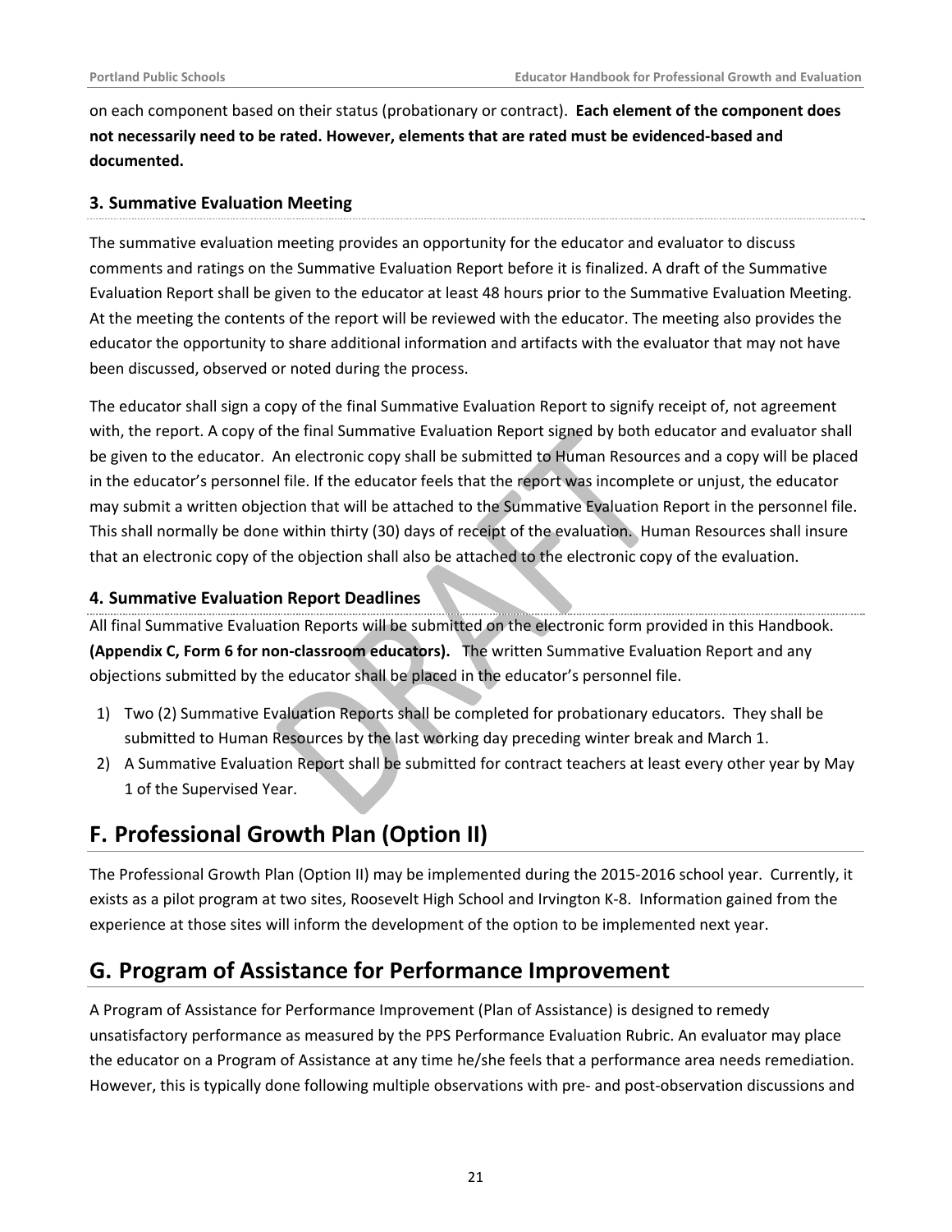on each component based on their status (probationary or contract). **Each element of the component does not necessarily need to be rated. However, elements that are rated must be evidenced-based and documented.**

### 3. Summative Evaluation Meeting

The summative evaluation meeting provides an opportunity for the educator and evaluator to discuss comments and ratings on the Summative Evaluation Report before it is finalized. A draft of the Summative Evaluation Report shall be given to the educator at least 48 hours prior to the Summative Evaluation Meeting. At the meeting the contents of the report will be reviewed with the educator. The meeting also provides the educator the opportunity to share additional information and artifacts with the evaluator that may not have been discussed, observed or noted during the process.

The educator shall sign a copy of the final Summative Evaluation Report to signify receipt of, not agreement with, the report. A copy of the final Summative Evaluation Report signed by both educator and evaluator shall be given to the educator. An electronic copy shall be submitted to Human Resources and a copy will be placed in the educator's personnel file. If the educator feels that the report was incomplete or unjust, the educator may submit a written objection that will be attached to the Summative Evaluation Report in the personnel file. This shall normally be done within thirty (30) days of receipt of the evaluation. Human Resources shall insure that an electronic copy of the objection shall also be attached to the electronic copy of the evaluation.

### 4. Summative Evaluation Report Deadlines

All final Summative Evaluation Reports will be submitted on the electronic form provided in this Handbook. **(Appendix C, Form 6 for non-classroom educators).** The written Summative Evaluation Report and any objections submitted by the educator shall be placed in the educator's personnel file.

1) Two (2) Summative Evaluation Reports shall be completed for probationary educators. They shall be submitted to Human Resources by the last working day preceding winter break and March 1.
2) A Summative Evaluation Report shall be submitted for contract teachers at least every other year by May 1 of the Supervised Year.

## F. Professional Growth Plan (Option II)

The Professional Growth Plan (Option II) may be implemented during the 2015-2016 school year. Currently, it exists as a pilot program at two sites, Roosevelt High School and Irvington K-8. Information gained from the experience at those sites will inform the development of the option to be implemented next year.

## G. Program of Assistance for Performance Improvement

A Program of Assistance for Performance Improvement (Plan of Assistance) is designed to remedy unsatisfactory performance as measured by the PPS Performance Evaluation Rubric. An evaluator may place the educator on a Program of Assistance at any time he/she feels that a performance area needs remediation. However, this is typically done following multiple observations with pre- and post-observation discussions and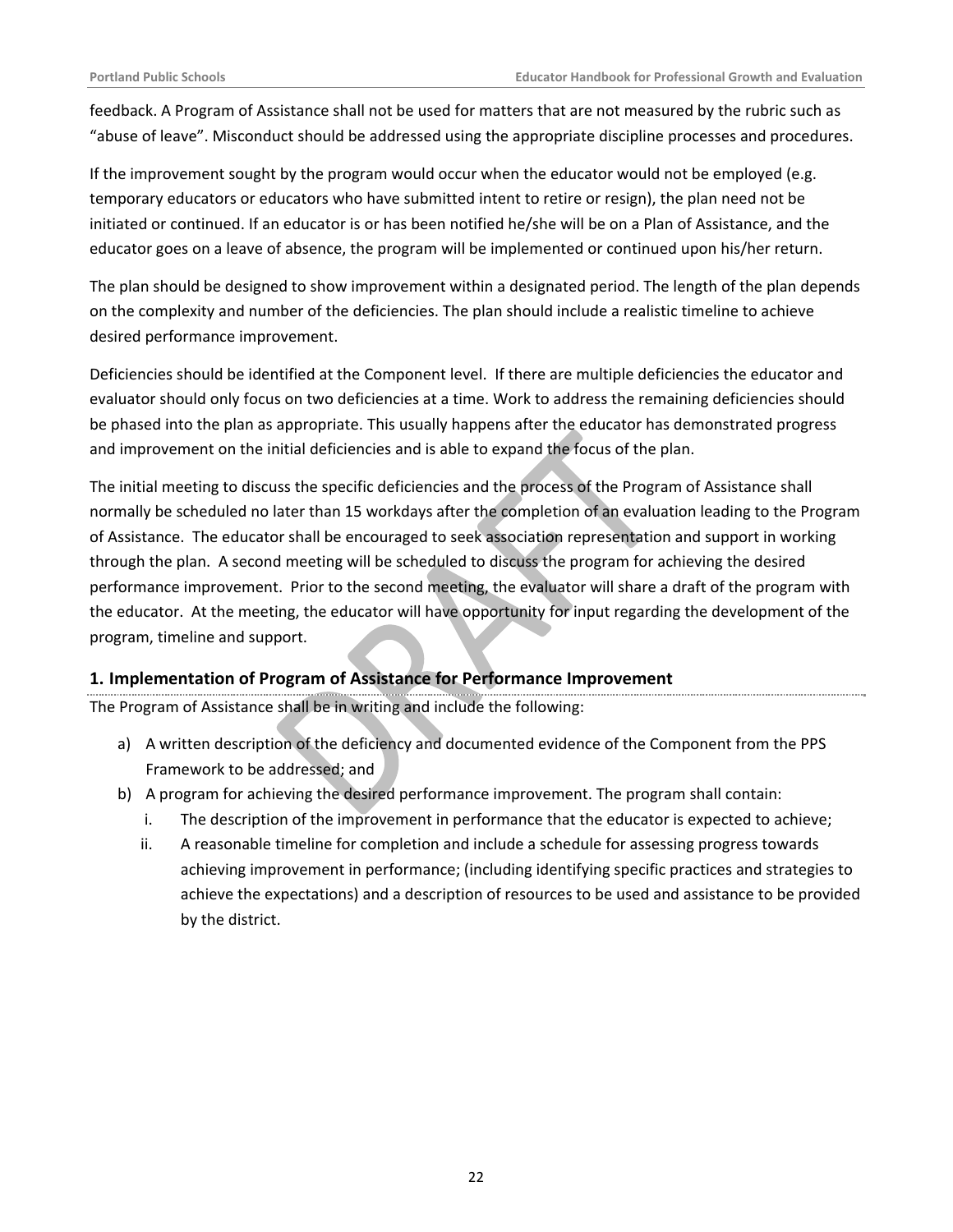feedback. A Program of Assistance shall not be used for matters that are not measured by the rubric such as "abuse of leave". Misconduct should be addressed using the appropriate discipline processes and procedures.

If the improvement sought by the program would occur when the educator would not be employed (e.g. temporary educators or educators who have submitted intent to retire or resign), the plan need not be initiated or continued. If an educator is or has been notified he/she will be on a Plan of Assistance, and the educator goes on a leave of absence, the program will be implemented or continued upon his/her return.

The plan should be designed to show improvement within a designated period. The length of the plan depends on the complexity and number of the deficiencies. The plan should include a realistic timeline to achieve desired performance improvement.

Deficiencies should be identified at the Component level. If there are multiple deficiencies the educator and evaluator should only focus on two deficiencies at a time. Work to address the remaining deficiencies should be phased into the plan as appropriate. This usually happens after the educator has demonstrated progress and improvement on the initial deficiencies and is able to expand the focus of the plan.

The initial meeting to discuss the specific deficiencies and the process of the Program of Assistance shall normally be scheduled no later than 15 workdays after the completion of an evaluation leading to the Program of Assistance. The educator shall be encouraged to seek association representation and support in working through the plan. A second meeting will be scheduled to discuss the program for achieving the desired performance improvement. Prior to the second meeting, the evaluator will share a draft of the program with the educator. At the meeting, the educator will have opportunity for input regarding the development of the program, timeline and support.

### 1. Implementation of Program of Assistance for Performance Improvement

The Program of Assistance shall be in writing and include the following:

a) A written description of the deficiency and documented evidence of the Component from the PPS Framework to be addressed; and
b) A program for achieving the desired performance improvement. The program shall contain:
   i. The description of the improvement in performance that the educator is expected to achieve;
   ii. A reasonable timeline for completion and include a schedule for assessing progress towards achieving improvement in performance; (including identifying specific practices and strategies to achieve the expectations) and a description of resources to be used and assistance to be provided by the district.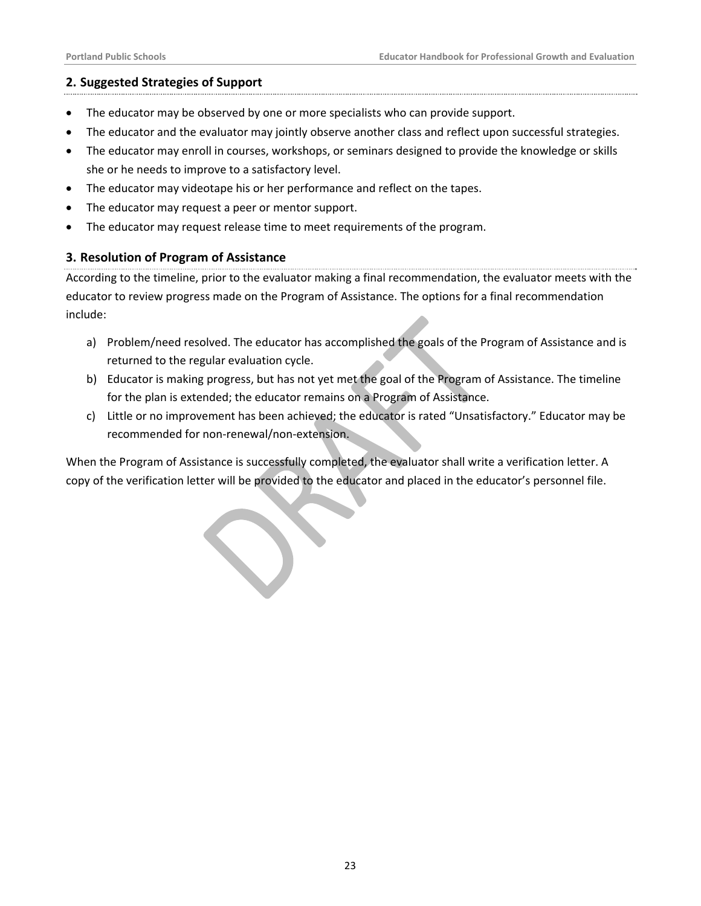## 2. Suggested Strategies of Support

- The educator may be observed by one or more specialists who can provide support.
- The educator and the evaluator may jointly observe another class and reflect upon successful strategies.
- The educator may enroll in courses, workshops, or seminars designed to provide the knowledge or skills she or he needs to improve to a satisfactory level.
- The educator may videotape his or her performance and reflect on the tapes.
- The educator may request a peer or mentor support.
- The educator may request release time to meet requirements of the program.

## 3. Resolution of Program of Assistance

According to the timeline, prior to the evaluator making a final recommendation, the evaluator meets with the educator to review progress made on the Program of Assistance. The options for a final recommendation include:

a) Problem/need resolved. The educator has accomplished the goals of the Program of Assistance and is returned to the regular evaluation cycle.
b) Educator is making progress, but has not yet met the goal of the Program of Assistance. The timeline for the plan is extended; the educator remains on a Program of Assistance.
c) Little or no improvement has been achieved; the educator is rated "Unsatisfactory." Educator may be recommended for non-renewal/non-extension.

When the Program of Assistance is successfully completed, the evaluator shall write a verification letter. A copy of the verification letter will be provided to the educator and placed in the educator's personnel file.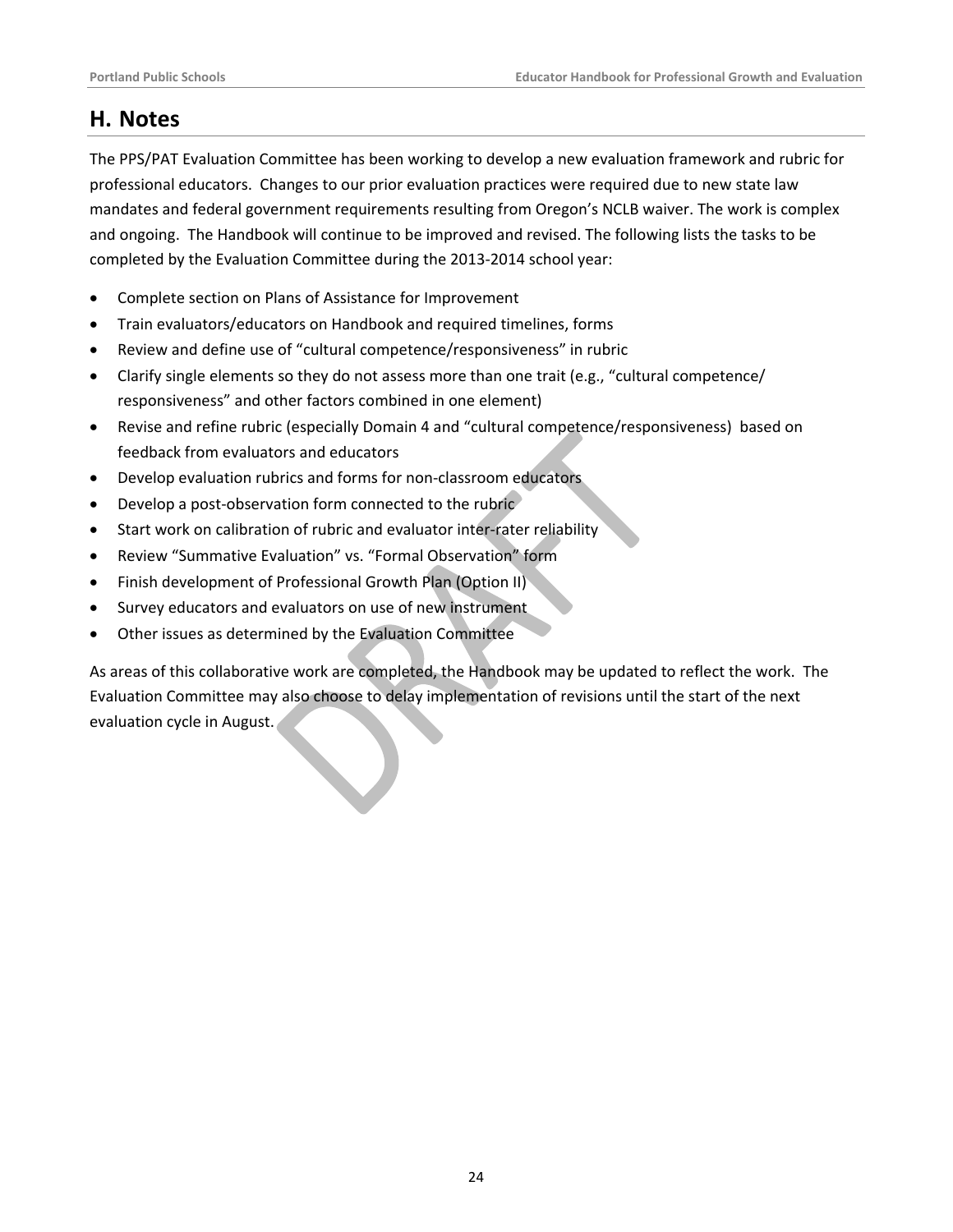## H. Notes

The PPS/PAT Evaluation Committee has been working to develop a new evaluation framework and rubric for professional educators. Changes to our prior evaluation practices were required due to new state law mandates and federal government requirements resulting from Oregon's NCLB waiver. The work is complex and ongoing. The Handbook will continue to be improved and revised. The following lists the tasks to be completed by the Evaluation Committee during the 2013-2014 school year:

- Complete section on Plans of Assistance for Improvement
- Train evaluators/educators on Handbook and required timelines, forms
- Review and define use of "cultural competence/responsiveness" in rubric
- Clarify single elements so they do not assess more than one trait (e.g., "cultural competence/ responsiveness" and other factors combined in one element)
- Revise and refine rubric (especially Domain 4 and "cultural competence/responsiveness) based on feedback from evaluators and educators
- Develop evaluation rubrics and forms for non-classroom educators
- Develop a post-observation form connected to the rubric
- Start work on calibration of rubric and evaluator inter-rater reliability
- Review "Summative Evaluation" vs. "Formal Observation" form
- Finish development of Professional Growth Plan (Option II)
- Survey educators and evaluators on use of new instrument
- Other issues as determined by the Evaluation Committee

As areas of this collaborative work are completed, the Handbook may be updated to reflect the work. The Evaluation Committee may also choose to delay implementation of revisions until the start of the next evaluation cycle in August.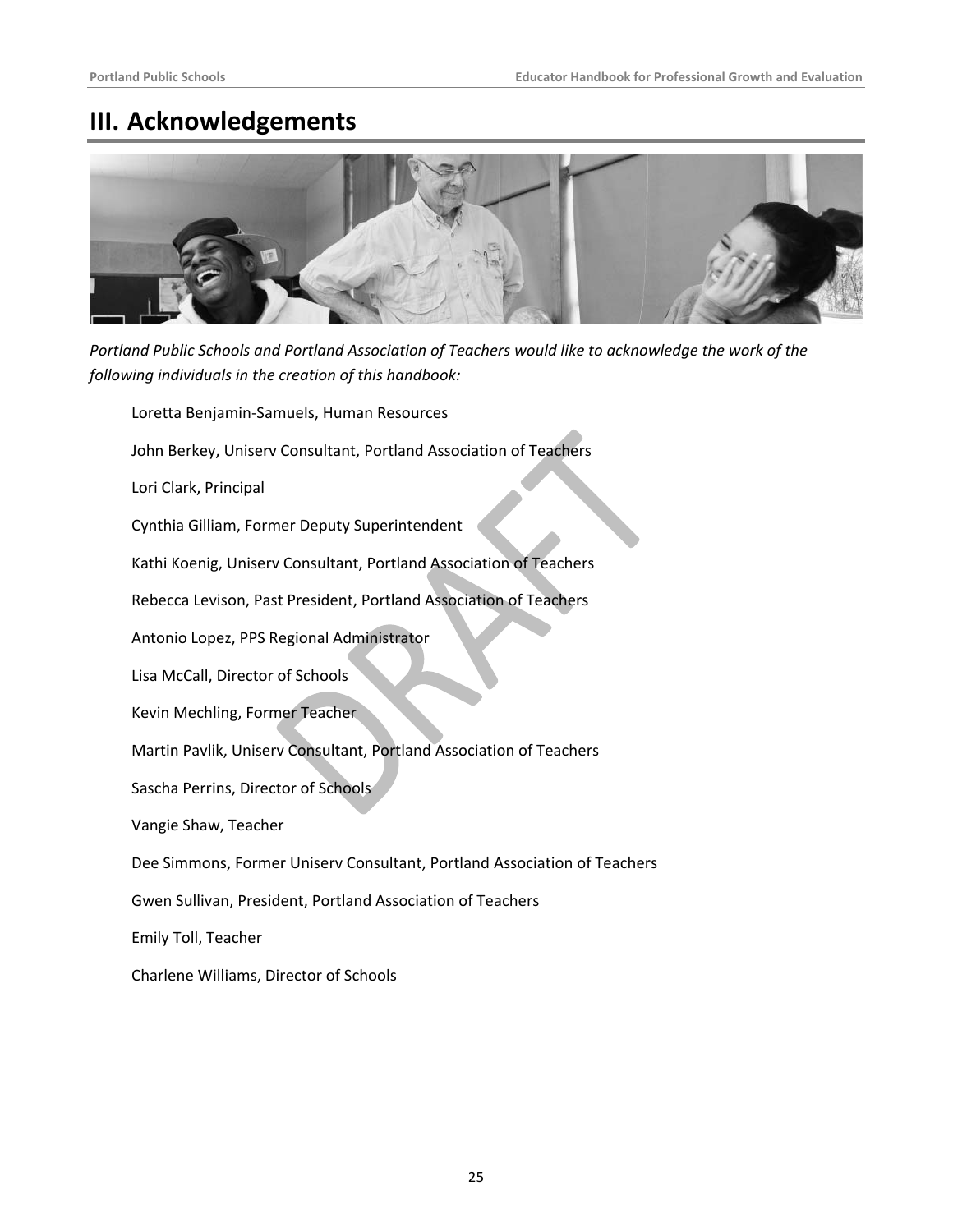# III. Acknowledgements

*Portland Public Schools and Portland Association of Teachers would like to acknowledge the work of the following individuals in the creation of this handbook:*

Loretta Benjamin-Samuels, Human Resources

John Berkey, Uniserv Consultant, Portland Association of Teachers

Lori Clark, Principal

Cynthia Gilliam, Former Deputy Superintendent

Kathi Koenig, Uniserv Consultant, Portland Association of Teachers

Rebecca Levison, Past President, Portland Association of Teachers

Antonio Lopez, PPS Regional Administrator

Lisa McCall, Director of Schools

Kevin Mechling, Former Teacher

Martin Pavlik, Uniserv Consultant, Portland Association of Teachers

Sascha Perrins, Director of Schools

Vangie Shaw, Teacher

Dee Simmons, Former Uniserv Consultant, Portland Association of Teachers

Gwen Sullivan, President, Portland Association of Teachers

Emily Toll, Teacher

Charlene Williams, Director of Schools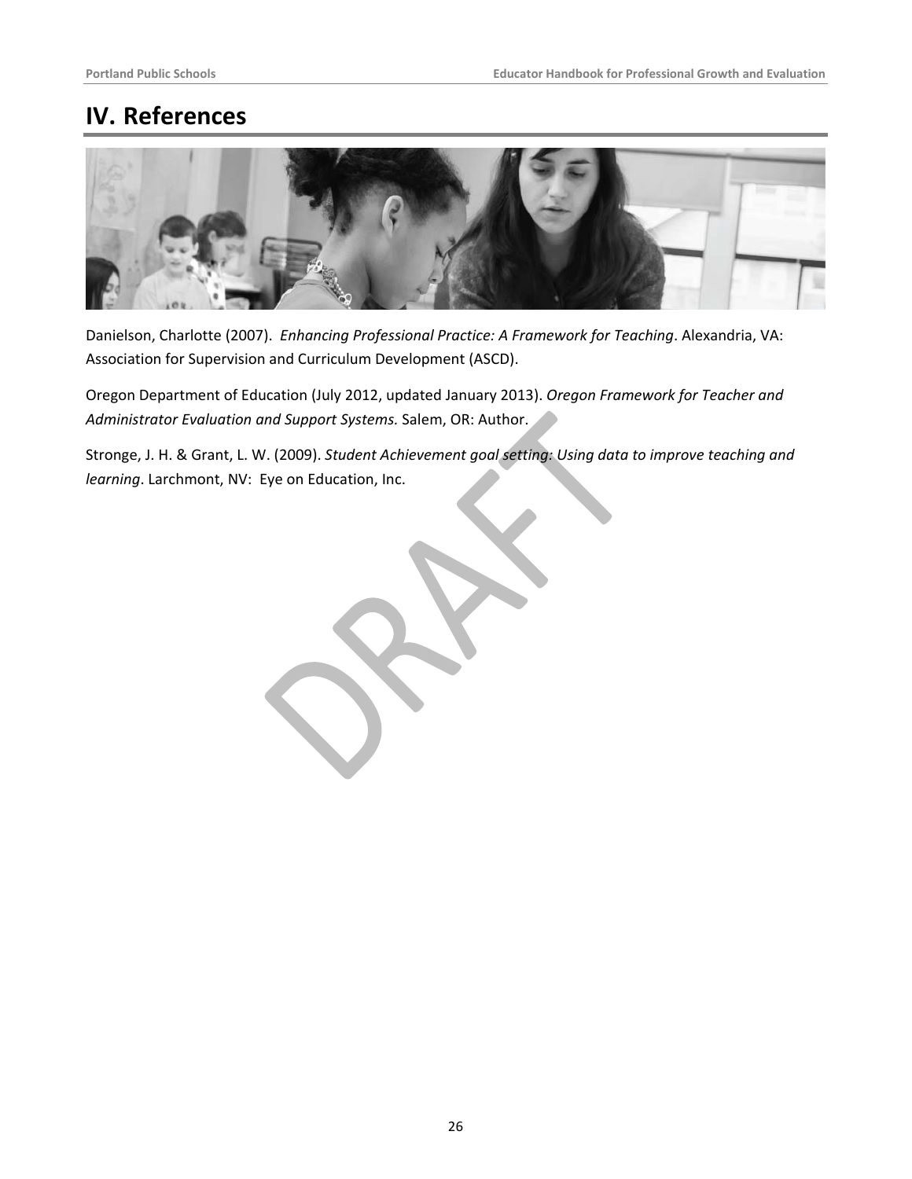# IV. References

Danielson, Charlotte (2007). *Enhancing Professional Practice: A Framework for Teaching*. Alexandria, VA: Association for Supervision and Curriculum Development (ASCD).

Oregon Department of Education (July 2012, updated January 2013). *Oregon Framework for Teacher and Administrator Evaluation and Support Systems.* Salem, OR: Author.

Stronge, J. H. & Grant, L. W. (2009). *Student Achievement goal setting: Using data to improve teaching and learning*. Larchmont, NV: Eye on Education, Inc.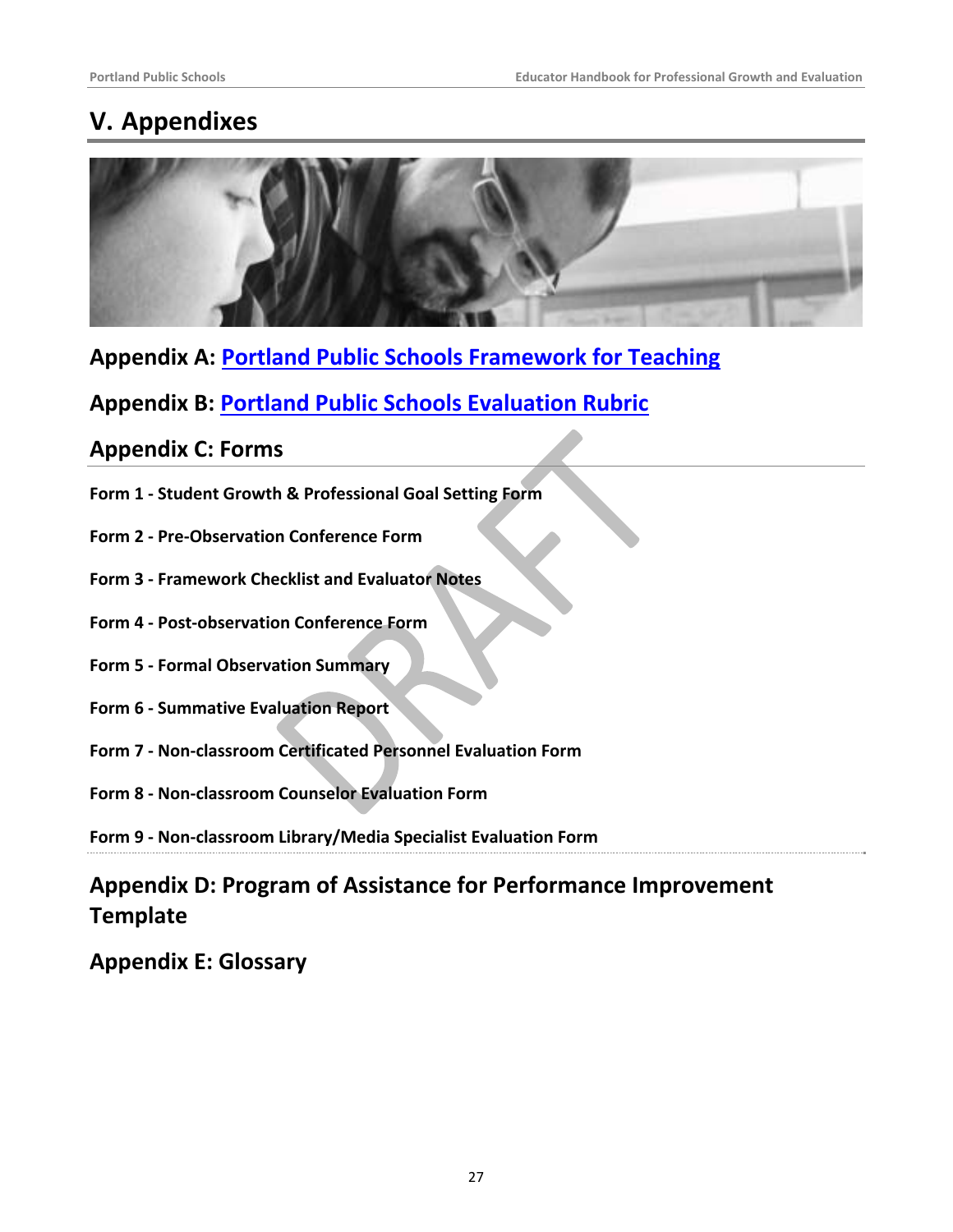# V. Appendixes

## Appendix A: Portland Public Schools Framework for Teaching

## Appendix B: Portland Public Schools Evaluation Rubric

## Appendix C: Forms

**Form 1 - Student Growth & Professional Goal Setting Form**

**Form 2 - Pre-Observation Conference Form**

**Form 3 - Framework Checklist and Evaluator Notes**

**Form 4 - Post-observation Conference Form**

**Form 5 - Formal Observation Summary**

**Form 6 - Summative Evaluation Report**

**Form 7 - Non-classroom Certificated Personnel Evaluation Form**

**Form 8 - Non-classroom Counselor Evaluation Form**

**Form 9 - Non-classroom Library/Media Specialist Evaluation Form**

## Appendix D: Program of Assistance for Performance Improvement Template

## Appendix E: Glossary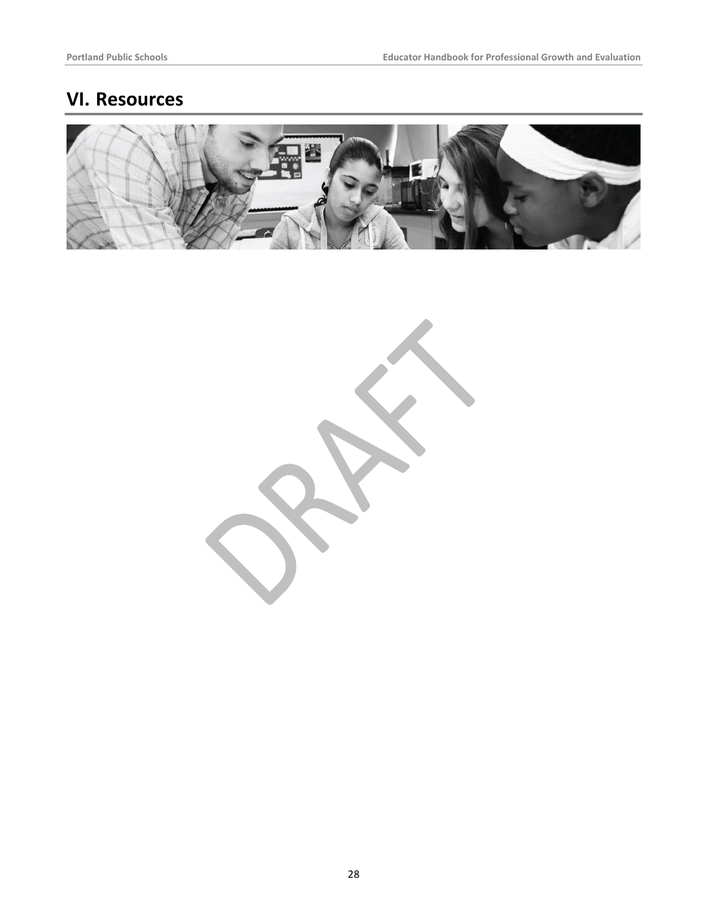# VI. Resources

DRAFT